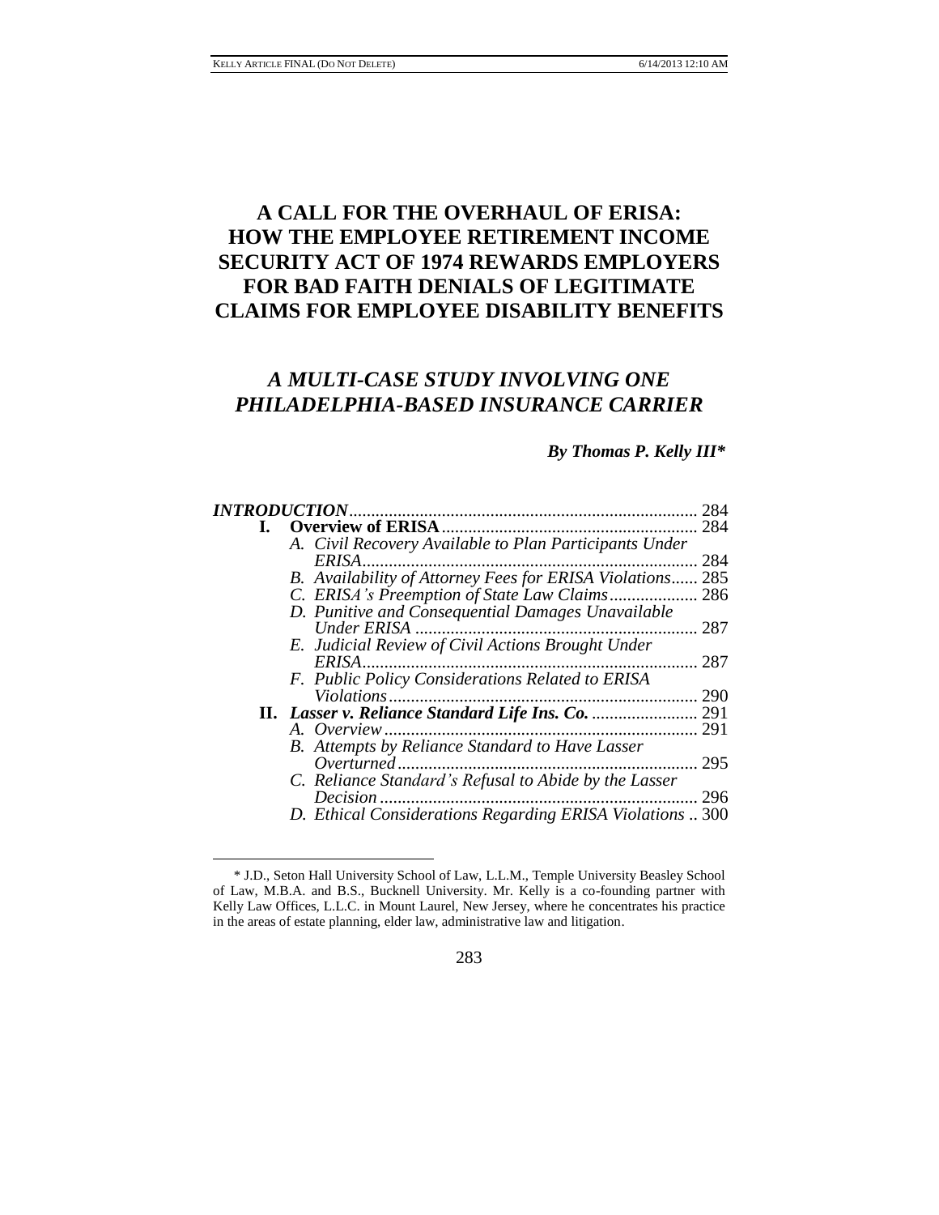# A CALL FOR THE OVERHAUL OF ERISA: HOW THE EMPLOYEE RETIREMENT INCOME SECURITY ACT OF 1974 REWARDS EMPLOYERS FOR BAD FAITH DENIALS OF LEGITIMATE CLAIMS FOR EMPLOYEE DISABILITY BENEFITS

## *A MULTI-CASE STUDY INVOLVING ONE PHILADELPHIA-BASED INSURANCE CARRIER*

***By Thomas P. Kelly III****

***INTRODUCTION*** .............................................................................. 284

**I. Overview of ERISA** ......................................................... 284

- *A. Civil Recovery Available to Plan Participants Under ERISA* ............................................................................ 284
- *B. Availability of Attorney Fees for ERISA Violations* ...... 285
- *C. ERISA's Preemption of State Law Claims* .................... 286
- *D. Punitive and Consequential Damages Unavailable Under ERISA* ................................................................. 287
- *E. Judicial Review of Civil Actions Brought Under ERISA* ............................................................................ 287
- *F. Public Policy Considerations Related to ERISA Violations* ...................................................................... 290

**II. *Lasser v. Reliance Standard Life Ins. Co.*** ........................ 291

- *A. Overview* ....................................................................... 291
- *B. Attempts by Reliance Standard to Have Lasser Overturned* .................................................................... 295
- *C. Reliance Standard's Refusal to Abide by the Lasser Decision* ........................................................................ 296
- *D. Ethical Considerations Regarding ERISA Violations* .. 300

---

\* J.D., Seton Hall University School of Law, L.L.M., Temple University Beasley School of Law, M.B.A. and B.S., Bucknell University. Mr. Kelly is a co-founding partner with Kelly Law Offices, L.L.C. in Mount Laurel, New Jersey, where he concentrates his practice in the areas of estate planning, elder law, administrative law and litigation.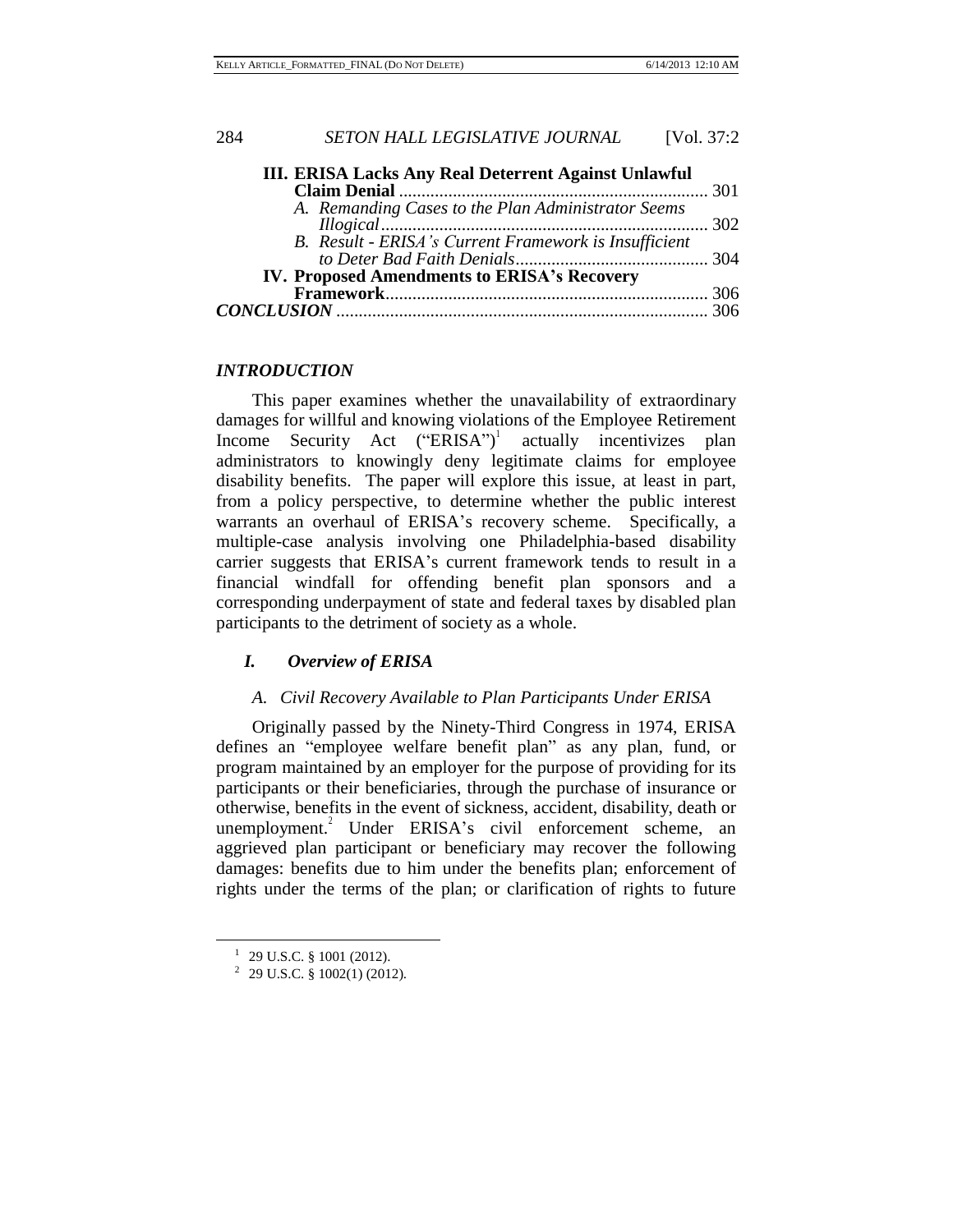**III. ERISA Lacks Any Real Deterrent Against Unlawful Claim Denial** ..................................................................... 301

*A. Remanding Cases to the Plan Administrator Seems Illogical* ......................................................................... 302

*B. Result - ERISA's Current Framework is Insufficient to Deter Bad Faith Denials* .......................................... 304

**IV. Proposed Amendments to ERISA's Recovery Framework** ....................................................................... 306

***CONCLUSION*** .................................................................................. 306

## *INTRODUCTION*

This paper examines whether the unavailability of extraordinary damages for willful and knowing violations of the Employee Retirement Income Security Act ("ERISA")[1] actually incentivizes plan administrators to knowingly deny legitimate claims for employee disability benefits. The paper will explore this issue, at least in part, from a policy perspective, to determine whether the public interest warrants an overhaul of ERISA's recovery scheme. Specifically, a multiple-case analysis involving one Philadelphia-based disability carrier suggests that ERISA's current framework tends to result in a financial windfall for offending benefit plan sponsors and a corresponding underpayment of state and federal taxes by disabled plan participants to the detriment of society as a whole.

## *I. Overview of ERISA*

### *A. Civil Recovery Available to Plan Participants Under ERISA*

Originally passed by the Ninety-Third Congress in 1974, ERISA defines an "employee welfare benefit plan" as any plan, fund, or program maintained by an employer for the purpose of providing for its participants or their beneficiaries, through the purchase of insurance or otherwise, benefits in the event of sickness, accident, disability, death or unemployment.[2] Under ERISA's civil enforcement scheme, an aggrieved plan participant or beneficiary may recover the following damages: benefits due to him under the benefits plan; enforcement of rights under the terms of the plan; or clarification of rights to future

---

[1] 29 U.S.C. § 1001 (2012).

[2] 29 U.S.C. § 1002(1) (2012).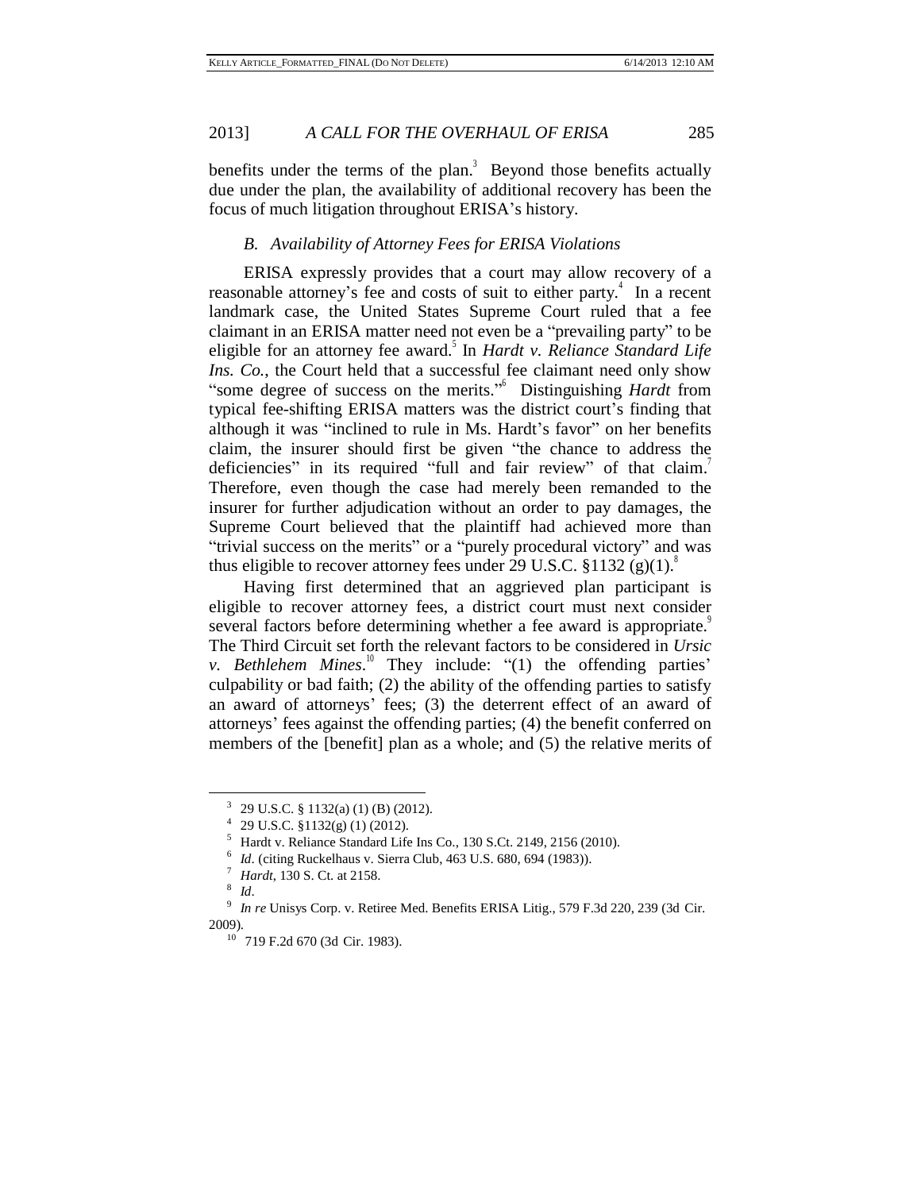benefits under the terms of the plan.[3] Beyond those benefits actually due under the plan, the availability of additional recovery has been the focus of much litigation throughout ERISA's history.

### *B. Availability of Attorney Fees for ERISA Violations*

ERISA expressly provides that a court may allow recovery of a reasonable attorney's fee and costs of suit to either party.[4] In a recent landmark case, the United States Supreme Court ruled that a fee claimant in an ERISA matter need not even be a "prevailing party" to be eligible for an attorney fee award.[5] In *Hardt v. Reliance Standard Life Ins. Co.*, the Court held that a successful fee claimant need only show "some degree of success on the merits."[6] Distinguishing *Hardt* from typical fee-shifting ERISA matters was the district court's finding that although it was "inclined to rule in Ms. Hardt's favor" on her benefits claim, the insurer should first be given "the chance to address the deficiencies" in its required "full and fair review" of that claim.[7] Therefore, even though the case had merely been remanded to the insurer for further adjudication without an order to pay damages, the Supreme Court believed that the plaintiff had achieved more than "trivial success on the merits" or a "purely procedural victory" and was thus eligible to recover attorney fees under 29 U.S.C. §1132 (g)(1).[8]

Having first determined that an aggrieved plan participant is eligible to recover attorney fees, a district court must next consider several factors before determining whether a fee award is appropriate.[9] The Third Circuit set forth the relevant factors to be considered in *Ursic v. Bethlehem Mines*.[10] They include: "(1) the offending parties' culpability or bad faith; (2) the ability of the offending parties to satisfy an award of attorneys' fees; (3) the deterrent effect of an award of attorneys' fees against the offending parties; (4) the benefit conferred on members of the [benefit] plan as a whole; and (5) the relative merits of

---

[3] 29 U.S.C. § 1132(a) (1) (B) (2012).

[4] 29 U.S.C. §1132(g) (1) (2012).

[5] Hardt v. Reliance Standard Life Ins Co., 130 S.Ct. 2149, 2156 (2010).

[6] *Id*. (citing Ruckelhaus v. Sierra Club, 463 U.S. 680, 694 (1983)).

[7] *Hardt*, 130 S. Ct. at 2158.

[8] *Id*.

[9] *In re* Unisys Corp. v. Retiree Med. Benefits ERISA Litig., 579 F.3d 220, 239 (3d Cir. 2009).

[10] 719 F.2d 670 (3d Cir. 1983).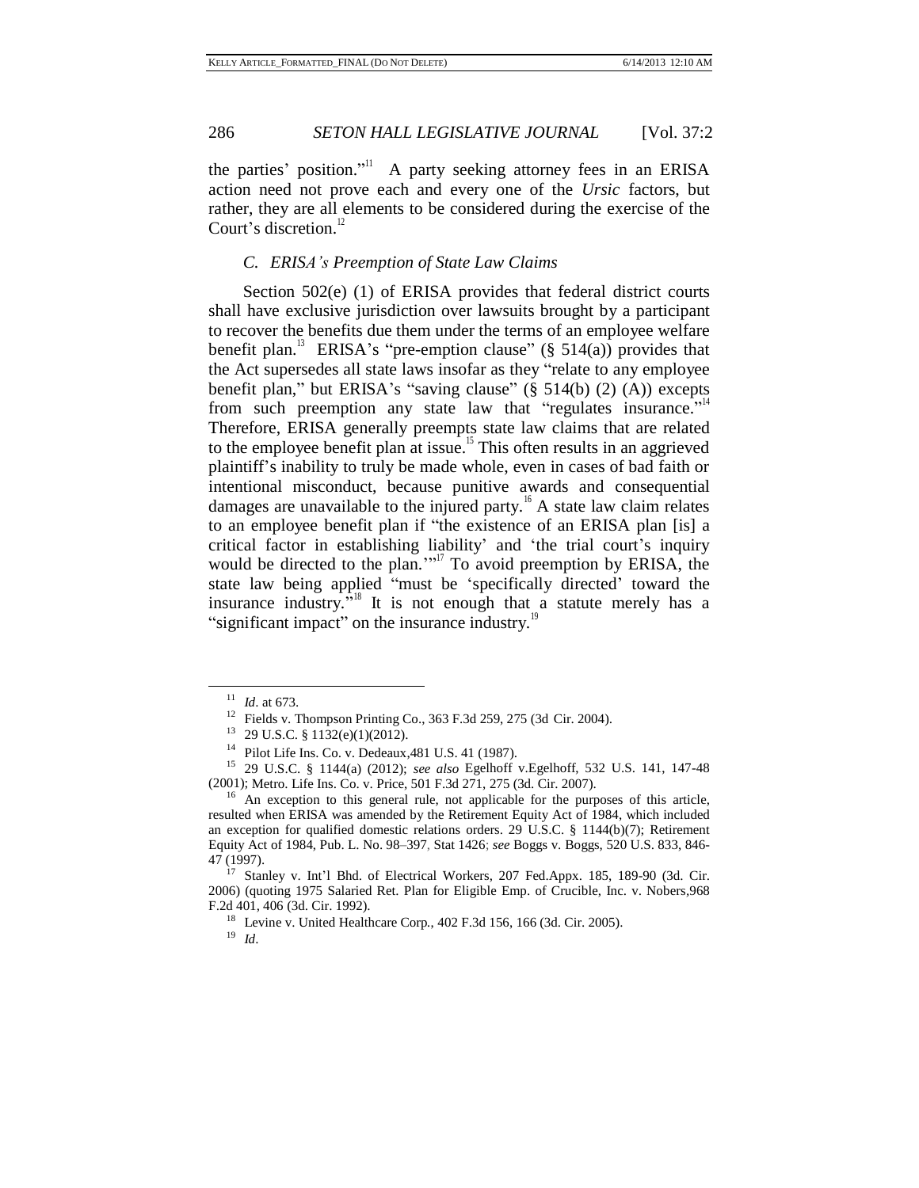the parties' position."[11] A party seeking attorney fees in an ERISA action need not prove each and every one of the *Ursic* factors, but rather, they are all elements to be considered during the exercise of the Court's discretion.[12]

### *C. ERISA's Preemption of State Law Claims*

Section 502(e) (1) of ERISA provides that federal district courts shall have exclusive jurisdiction over lawsuits brought by a participant to recover the benefits due them under the terms of an employee welfare benefit plan.[13] ERISA's "pre-emption clause" (§ 514(a)) provides that the Act supersedes all state laws insofar as they "relate to any employee benefit plan," but ERISA's "saving clause" (§ 514(b) (2) (A)) excepts from such preemption any state law that "regulates insurance."[14] Therefore, ERISA generally preempts state law claims that are related to the employee benefit plan at issue.[15] This often results in an aggrieved plaintiff's inability to truly be made whole, even in cases of bad faith or intentional misconduct, because punitive awards and consequential damages are unavailable to the injured party.[16] A state law claim relates to an employee benefit plan if "the existence of an ERISA plan [is] a critical factor in establishing liability' and 'the trial court's inquiry would be directed to the plan.'"[17] To avoid preemption by ERISA, the state law being applied "must be 'specifically directed' toward the insurance industry."[18] It is not enough that a statute merely has a "significant impact" on the insurance industry.[19]

---

[11] *Id*. at 673.

[12] Fields v. Thompson Printing Co., 363 F.3d 259, 275 (3d Cir. 2004).

[13] 29 U.S.C. § 1132(e)(1)(2012).

[14] Pilot Life Ins. Co. v. Dedeaux,481 U.S. 41 (1987).

[15] 29 U.S.C. § 1144(a) (2012); *see also* Egelhoff v.Egelhoff, 532 U.S. 141, 147-48 (2001); Metro. Life Ins. Co. v. Price, 501 F.3d 271, 275 (3d. Cir. 2007).

[16] An exception to this general rule, not applicable for the purposes of this article, resulted when ERISA was amended by the Retirement Equity Act of 1984, which included an exception for qualified domestic relations orders. 29 U.S.C. § 1144(b)(7); Retirement Equity Act of 1984, Pub. L. No. 98–397, Stat 1426; *see* Boggs v. Boggs, 520 U.S. 833, 846-47 (1997).

[17] Stanley v. Int'l Bhd. of Electrical Workers, 207 Fed.Appx. 185, 189-90 (3d. Cir. 2006) (quoting 1975 Salaried Ret. Plan for Eligible Emp. of Crucible, Inc. v. Nobers,968 F.2d 401, 406 (3d. Cir. 1992).

[18] Levine v. United Healthcare Corp., 402 F.3d 156, 166 (3d. Cir. 2005).

[19] *Id*.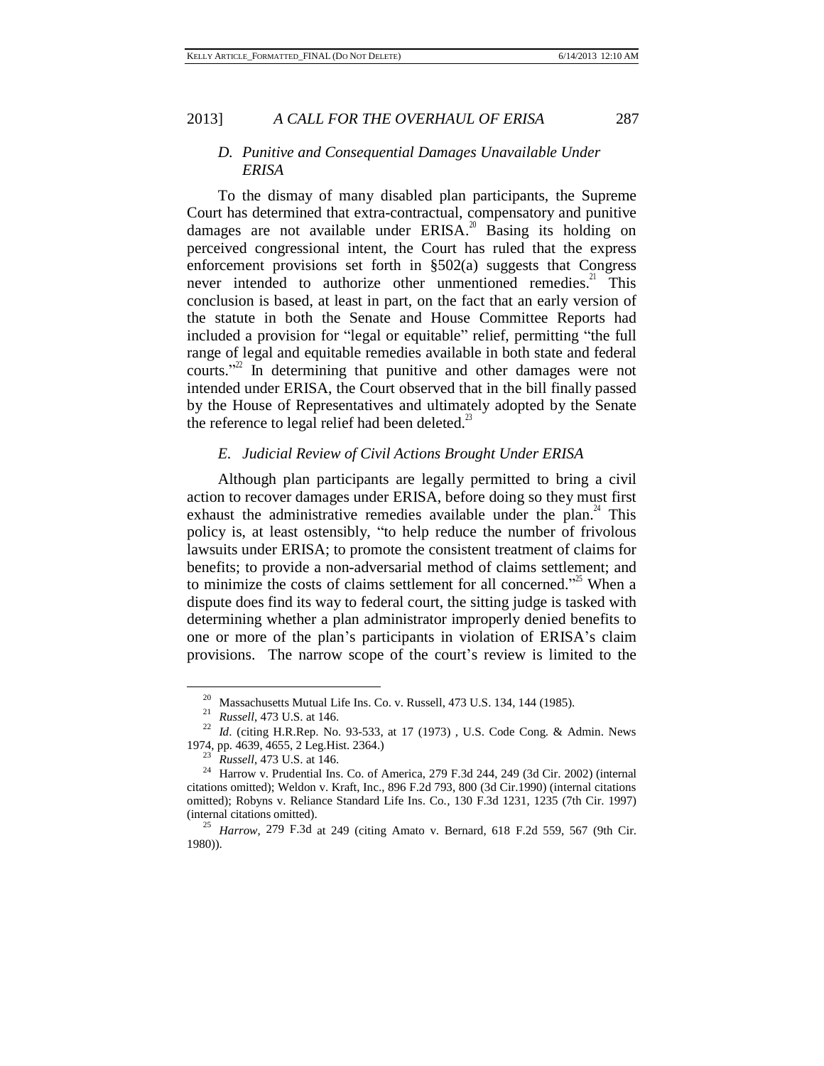### *D. Punitive and Consequential Damages Unavailable Under ERISA*

To the dismay of many disabled plan participants, the Supreme Court has determined that extra-contractual, compensatory and punitive damages are not available under ERISA.[20] Basing its holding on perceived congressional intent, the Court has ruled that the express enforcement provisions set forth in §502(a) suggests that Congress never intended to authorize other unmentioned remedies.[21] This conclusion is based, at least in part, on the fact that an early version of the statute in both the Senate and House Committee Reports had included a provision for "legal or equitable" relief, permitting "the full range of legal and equitable remedies available in both state and federal courts."[22] In determining that punitive and other damages were not intended under ERISA, the Court observed that in the bill finally passed by the House of Representatives and ultimately adopted by the Senate the reference to legal relief had been deleted.[23]

### *E. Judicial Review of Civil Actions Brought Under ERISA*

Although plan participants are legally permitted to bring a civil action to recover damages under ERISA, before doing so they must first exhaust the administrative remedies available under the plan.[24] This policy is, at least ostensibly, "to help reduce the number of frivolous lawsuits under ERISA; to promote the consistent treatment of claims for benefits; to provide a non-adversarial method of claims settlement; and to minimize the costs of claims settlement for all concerned."[25] When a dispute does find its way to federal court, the sitting judge is tasked with determining whether a plan administrator improperly denied benefits to one or more of the plan's participants in violation of ERISA's claim provisions. The narrow scope of the court's review is limited to the

---

[20] Massachusetts Mutual Life Ins. Co. v. Russell, 473 U.S. 134, 144 (1985).

[21] *Russell*, 473 U.S. at 146.

[22] *Id*. (citing H.R.Rep. No. 93-533, at 17 (1973) , U.S. Code Cong. & Admin. News 1974, pp. 4639, 4655, 2 Leg.Hist. 2364.)

[23] *Russell*, 473 U.S. at 146.

[24] Harrow v. Prudential Ins. Co. of America, 279 F.3d 244, 249 (3d Cir. 2002) (internal citations omitted); Weldon v. Kraft, Inc., 896 F.2d 793, 800 (3d Cir.1990) (internal citations omitted); Robyns v. Reliance Standard Life Ins. Co., 130 F.3d 1231, 1235 (7th Cir. 1997) (internal citations omitted).

[25] *Harrow*, 279 F.3d at 249 (citing Amato v. Bernard, 618 F.2d 559, 567 (9th Cir. 1980)).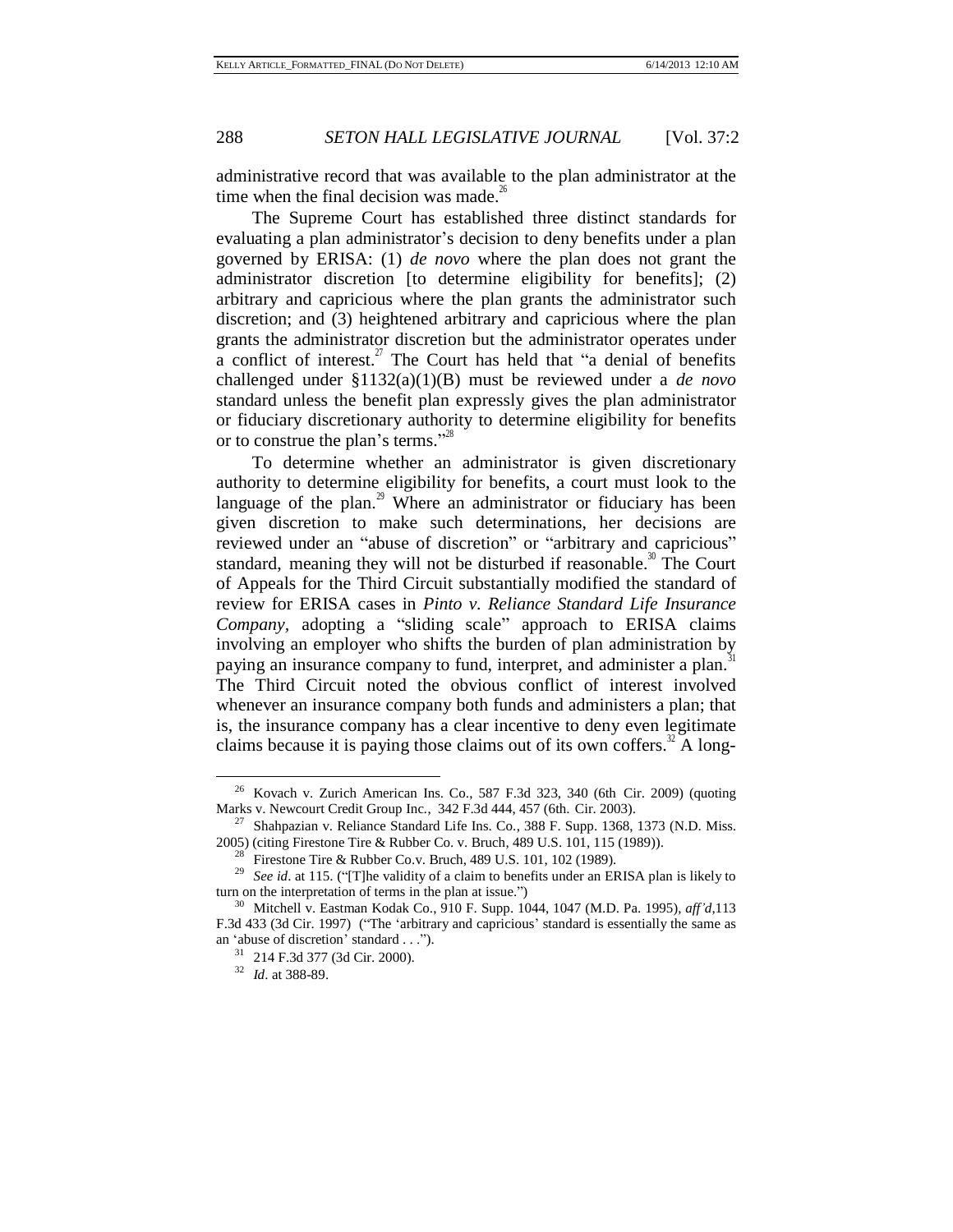administrative record that was available to the plan administrator at the time when the final decision was made.[26]

The Supreme Court has established three distinct standards for evaluating a plan administrator's decision to deny benefits under a plan governed by ERISA: (1) *de novo* where the plan does not grant the administrator discretion [to determine eligibility for benefits]; (2) arbitrary and capricious where the plan grants the administrator such discretion; and (3) heightened arbitrary and capricious where the plan grants the administrator discretion but the administrator operates under a conflict of interest.[27] The Court has held that "a denial of benefits challenged under §1132(a)(1)(B) must be reviewed under a *de novo* standard unless the benefit plan expressly gives the plan administrator or fiduciary discretionary authority to determine eligibility for benefits or to construe the plan's terms."[28]

To determine whether an administrator is given discretionary authority to determine eligibility for benefits, a court must look to the language of the plan.[29] Where an administrator or fiduciary has been given discretion to make such determinations, her decisions are reviewed under an "abuse of discretion" or "arbitrary and capricious" standard, meaning they will not be disturbed if reasonable.[30] The Court of Appeals for the Third Circuit substantially modified the standard of review for ERISA cases in *Pinto v. Reliance Standard Life Insurance Company*, adopting a "sliding scale" approach to ERISA claims involving an employer who shifts the burden of plan administration by paying an insurance company to fund, interpret, and administer a plan.[31] The Third Circuit noted the obvious conflict of interest involved whenever an insurance company both funds and administers a plan; that is, the insurance company has a clear incentive to deny even legitimate claims because it is paying those claims out of its own coffers.[32] A long-

---

[26] Kovach v. Zurich American Ins. Co., 587 F.3d 323, 340 (6th Cir. 2009) (quoting Marks v. Newcourt Credit Group Inc., 342 F.3d 444, 457 (6th. Cir. 2003).

[27] Shahpazian v. Reliance Standard Life Ins. Co., 388 F. Supp. 1368, 1373 (N.D. Miss. 2005) (citing Firestone Tire & Rubber Co. v. Bruch, 489 U.S. 101, 115 (1989)).

[28] Firestone Tire & Rubber Co.v. Bruch, 489 U.S. 101, 102 (1989).

[29] *See id*. at 115. ("[T]he validity of a claim to benefits under an ERISA plan is likely to turn on the interpretation of terms in the plan at issue.")

[30] Mitchell v. Eastman Kodak Co., 910 F. Supp. 1044, 1047 (M.D. Pa. 1995), *aff'd,*113 F.3d 433 (3d Cir. 1997) ("The 'arbitrary and capricious' standard is essentially the same as an 'abuse of discretion' standard . . .").

[31] 214 F.3d 377 (3d Cir. 2000).

[32] *Id*. at 388-89.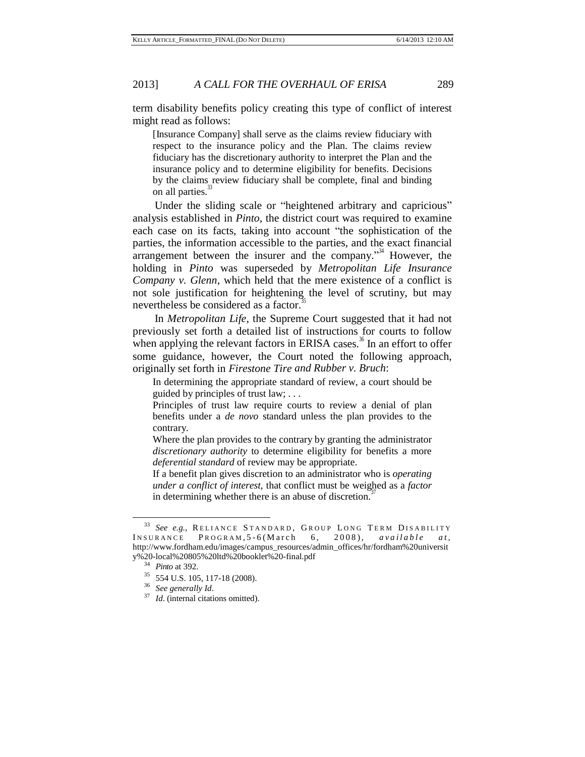term disability benefits policy creating this type of conflict of interest might read as follows:

> [Insurance Company] shall serve as the claims review fiduciary with respect to the insurance policy and the Plan. The claims review fiduciary has the discretionary authority to interpret the Plan and the insurance policy and to determine eligibility for benefits. Decisions by the claims review fiduciary shall be complete, final and binding on all parties.[33]

Under the sliding scale or "heightened arbitrary and capricious" analysis established in *Pinto*, the district court was required to examine each case on its facts, taking into account "the sophistication of the parties, the information accessible to the parties, and the exact financial arrangement between the insurer and the company."[34] However, the holding in *Pinto* was superseded by *Metropolitan Life Insurance Company v. Glenn*, which held that the mere existence of a conflict is not sole justification for heightening the level of scrutiny, but may nevertheless be considered as a factor.[35]

In *Metropolitan Life*, the Supreme Court suggested that it had not previously set forth a detailed list of instructions for courts to follow when applying the relevant factors in ERISA cases.[36] In an effort to offer some guidance, however, the Court noted the following approach, originally set forth in *Firestone Tire and Rubber v. Bruch*:

> In determining the appropriate standard of review, a court should be guided by principles of trust law; . . .
>
> Principles of trust law require courts to review a denial of plan benefits under a *de novo* standard unless the plan provides to the contrary.
>
> Where the plan provides to the contrary by granting the administrator *discretionary authority* to determine eligibility for benefits a more *deferential standard* of review may be appropriate.
>
> If a benefit plan gives discretion to an administrator who is *operating under a conflict of interest*, that conflict must be weighed as a *factor* in determining whether there is an abuse of discretion.[37]

---

[33] *See e.g.*, RELIANCE STANDARD, GROUP LONG TERM DISABILITY INSURANCE PROGRAM, 5-6 (March 6, 2008), *available at*, http://www.fordham.edu/images/campus_resources/admin_offices/hr/fordham%20university%20-local%20805%20ltd%20booklet%20-final.pdf

[34] *Pinto* at 392.

[35] 554 U.S. 105, 117-18 (2008).

[36] *See generally Id.*

[37] *Id*. (internal citations omitted).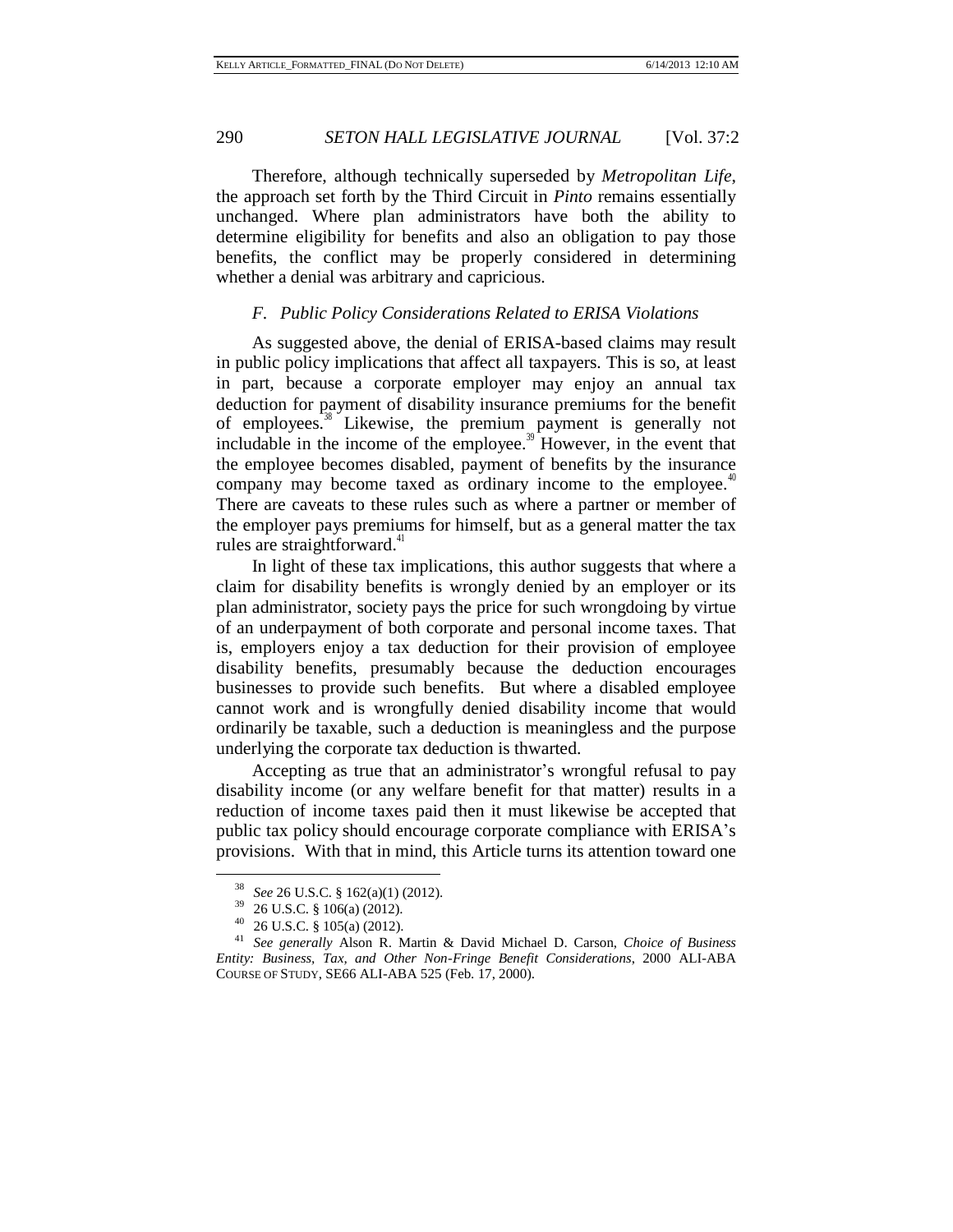Therefore, although technically superseded by *Metropolitan Life*, the approach set forth by the Third Circuit in *Pinto* remains essentially unchanged. Where plan administrators have both the ability to determine eligibility for benefits and also an obligation to pay those benefits, the conflict may be properly considered in determining whether a denial was arbitrary and capricious.

### *F. Public Policy Considerations Related to ERISA Violations*

As suggested above, the denial of ERISA-based claims may result in public policy implications that affect all taxpayers. This is so, at least in part, because a corporate employer may enjoy an annual tax deduction for payment of disability insurance premiums for the benefit of employees.[38] Likewise, the premium payment is generally not includable in the income of the employee.[39] However, in the event that the employee becomes disabled, payment of benefits by the insurance company may become taxed as ordinary income to the employee.[40] There are caveats to these rules such as where a partner or member of the employer pays premiums for himself, but as a general matter the tax rules are straightforward.[41]

In light of these tax implications, this author suggests that where a claim for disability benefits is wrongly denied by an employer or its plan administrator, society pays the price for such wrongdoing by virtue of an underpayment of both corporate and personal income taxes. That is, employers enjoy a tax deduction for their provision of employee disability benefits, presumably because the deduction encourages businesses to provide such benefits. But where a disabled employee cannot work and is wrongfully denied disability income that would ordinarily be taxable, such a deduction is meaningless and the purpose underlying the corporate tax deduction is thwarted.

Accepting as true that an administrator's wrongful refusal to pay disability income (or any welfare benefit for that matter) results in a reduction of income taxes paid then it must likewise be accepted that public tax policy should encourage corporate compliance with ERISA's provisions. With that in mind, this Article turns its attention toward one

---

[38] *See* 26 U.S.C. § 162(a)(1) (2012).

[39] 26 U.S.C. § 106(a) (2012).

[40] 26 U.S.C. § 105(a) (2012).

[41] *See generally* Alson R. Martin & David Michael D. Carson, *Choice of Business Entity: Business, Tax, and Other Non-Fringe Benefit Considerations*, 2000 ALI-ABA COURSE OF STUDY, SE66 ALI-ABA 525 (Feb. 17, 2000).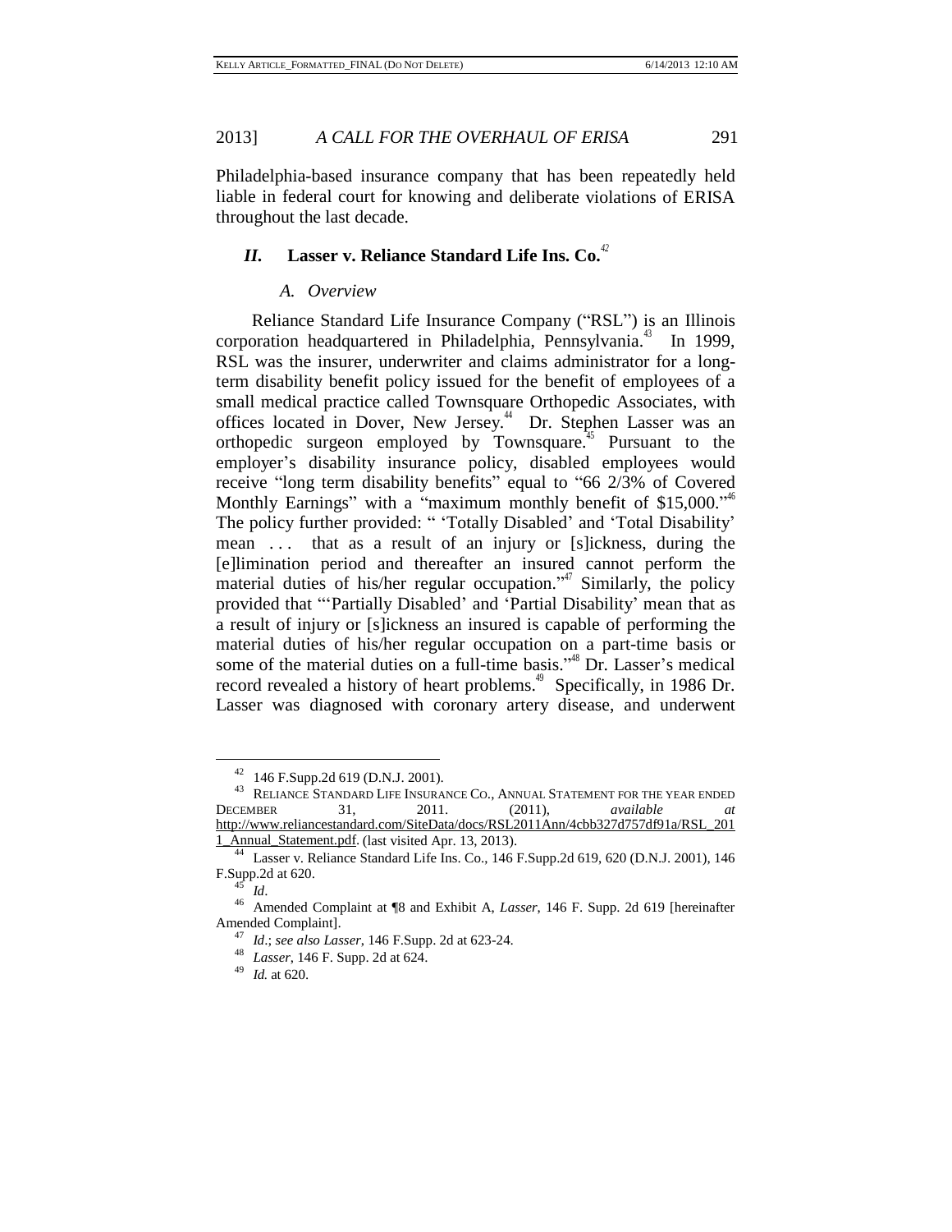Philadelphia-based insurance company that has been repeatedly held liable in federal court for knowing and deliberate violations of ERISA throughout the last decade.

## *II.* Lasser v. Reliance Standard Life Ins. Co.[42]

### *A. Overview*

Reliance Standard Life Insurance Company ("RSL") is an Illinois corporation headquartered in Philadelphia, Pennsylvania.[43] In 1999, RSL was the insurer, underwriter and claims administrator for a long-term disability benefit policy issued for the benefit of employees of a small medical practice called Townsquare Orthopedic Associates, with offices located in Dover, New Jersey.[44] Dr. Stephen Lasser was an orthopedic surgeon employed by Townsquare.[45] Pursuant to the employer's disability insurance policy, disabled employees would receive "long term disability benefits" equal to "66 2/3% of Covered Monthly Earnings" with a "maximum monthly benefit of $15,000."[46] The policy further provided: " 'Totally Disabled' and 'Total Disability' mean . . . that as a result of an injury or [s]ickness, during the [e]limination period and thereafter an insured cannot perform the material duties of his/her regular occupation."[47] Similarly, the policy provided that "'Partially Disabled' and 'Partial Disability' mean that as a result of injury or [s]ickness an insured is capable of performing the material duties of his/her regular occupation on a part-time basis or some of the material duties on a full-time basis."[48] Dr. Lasser's medical record revealed a history of heart problems.[49] Specifically, in 1986 Dr. Lasser was diagnosed with coronary artery disease, and underwent

---

[42] 146 F.Supp.2d 619 (D.N.J. 2001).

[43] RELIANCE STANDARD LIFE INSURANCE CO., ANNUAL STATEMENT FOR THE YEAR ENDED DECEMBER 31, 2011. (2011), *available at* http://www.reliancestandard.com/SiteData/docs/RSL2011Ann/4cbb327d757df91a/RSL_2011_Annual_Statement.pdf. (last visited Apr. 13, 2013).

[44] Lasser v. Reliance Standard Life Ins. Co., 146 F.Supp.2d 619, 620 (D.N.J. 2001), 146 F.Supp.2d at 620.

[45] *Id*.

[46] Amended Complaint at ¶8 and Exhibit A, *Lasser*, 146 F. Supp. 2d 619 [hereinafter Amended Complaint].

[47] *Id*.; *see also Lasser*, 146 F.Supp. 2d at 623-24.

[48] *Lasser*, 146 F. Supp. 2d at 624.

[49] *Id.* at 620.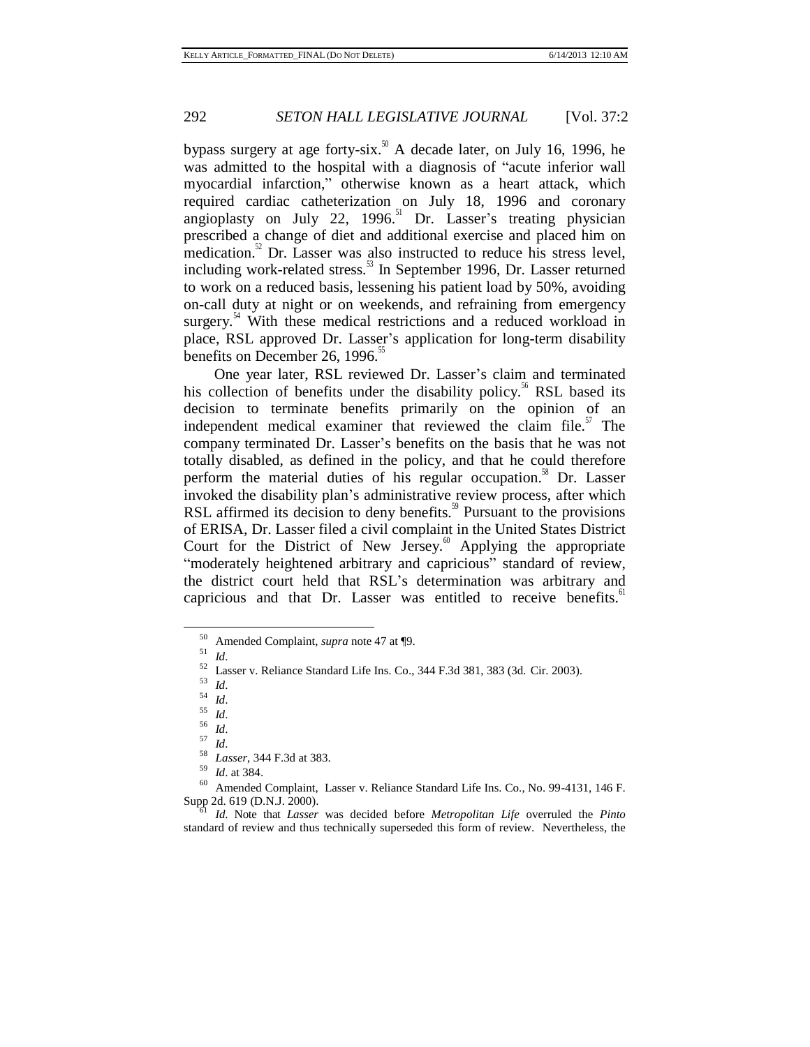bypass surgery at age forty-six.[50] A decade later, on July 16, 1996, he was admitted to the hospital with a diagnosis of "acute inferior wall myocardial infarction," otherwise known as a heart attack, which required cardiac catheterization on July 18, 1996 and coronary angioplasty on July 22, 1996.[51] Dr. Lasser's treating physician prescribed a change of diet and additional exercise and placed him on medication.[52] Dr. Lasser was also instructed to reduce his stress level, including work-related stress.[53] In September 1996, Dr. Lasser returned to work on a reduced basis, lessening his patient load by 50%, avoiding on-call duty at night or on weekends, and refraining from emergency surgery.[54] With these medical restrictions and a reduced workload in place, RSL approved Dr. Lasser's application for long-term disability benefits on December 26, 1996.[55]

One year later, RSL reviewed Dr. Lasser's claim and terminated his collection of benefits under the disability policy.[56] RSL based its decision to terminate benefits primarily on the opinion of an independent medical examiner that reviewed the claim file.[57] The company terminated Dr. Lasser's benefits on the basis that he was not totally disabled, as defined in the policy, and that he could therefore perform the material duties of his regular occupation.[58] Dr. Lasser invoked the disability plan's administrative review process, after which RSL affirmed its decision to deny benefits.[59] Pursuant to the provisions of ERISA, Dr. Lasser filed a civil complaint in the United States District Court for the District of New Jersey.[60] Applying the appropriate "moderately heightened arbitrary and capricious" standard of review, the district court held that RSL's determination was arbitrary and capricious and that Dr. Lasser was entitled to receive benefits.[61]

---

[50] Amended Complaint, *supra* note 47 at ¶9.

[51] *Id*.

[52] Lasser v. Reliance Standard Life Ins. Co., 344 F.3d 381, 383 (3d. Cir. 2003).

[53] *Id*.

[54] *Id*.

[55] *Id*.

[56] *Id*.

[57] *Id*.

[58] *Lasser*, 344 F.3d at 383.

[59] *Id*. at 384.

[60] Amended Complaint, Lasser v. Reliance Standard Life Ins. Co., No. 99-4131, 146 F. Supp 2d. 619 (D.N.J. 2000).

[61] *Id.* Note that *Lasser* was decided before *Metropolitan Life* overruled the *Pinto* standard of review and thus technically superseded this form of review. Nevertheless, the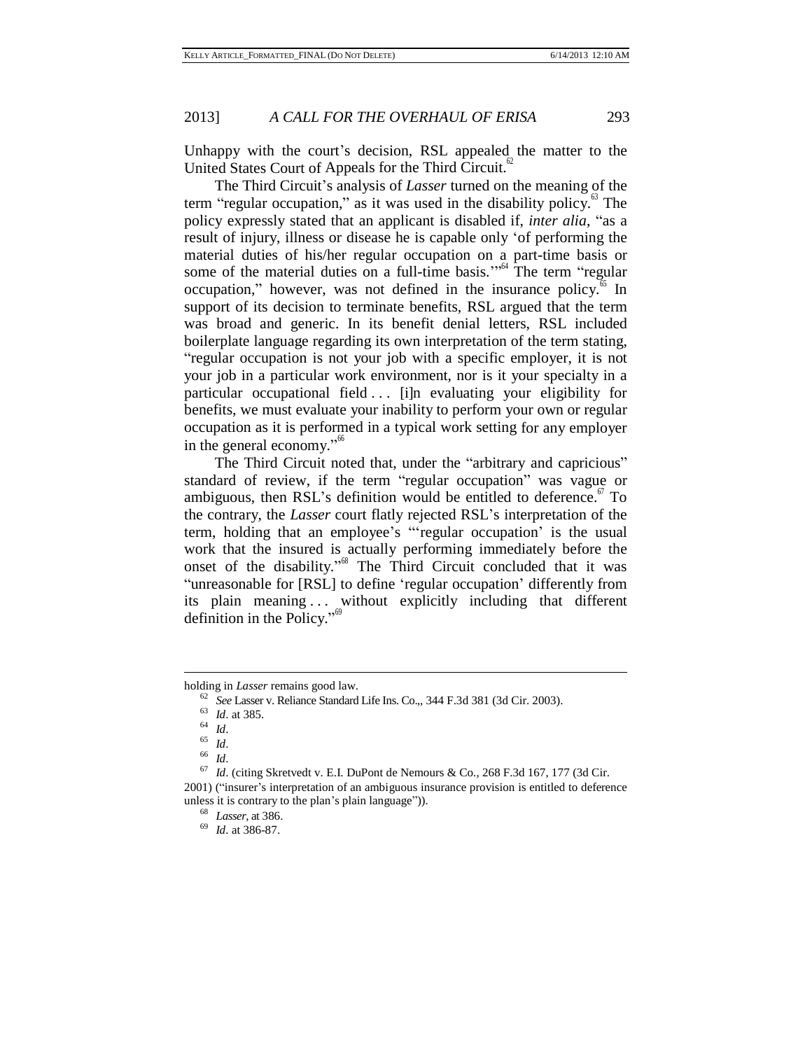Unhappy with the court's decision, RSL appealed the matter to the United States Court of Appeals for the Third Circuit.[62]

The Third Circuit's analysis of *Lasser* turned on the meaning of the term "regular occupation," as it was used in the disability policy.[63] The policy expressly stated that an applicant is disabled if, *inter alia*, "as a result of injury, illness or disease he is capable only 'of performing the material duties of his/her regular occupation on a part-time basis or some of the material duties on a full-time basis.'"[64] The term "regular occupation," however, was not defined in the insurance policy.[65] In support of its decision to terminate benefits, RSL argued that the term was broad and generic. In its benefit denial letters, RSL included boilerplate language regarding its own interpretation of the term stating, "regular occupation is not your job with a specific employer, it is not your job in a particular work environment, nor is it your specialty in a particular occupational field . . . [i]n evaluating your eligibility for benefits, we must evaluate your inability to perform your own or regular occupation as it is performed in a typical work setting for any employer in the general economy."[66]

The Third Circuit noted that, under the "arbitrary and capricious" standard of review, if the term "regular occupation" was vague or ambiguous, then RSL's definition would be entitled to deference.[67] To the contrary, the *Lasser* court flatly rejected RSL's interpretation of the term, holding that an employee's "'regular occupation' is the usual work that the insured is actually performing immediately before the onset of the disability."[68] The Third Circuit concluded that it was "unreasonable for [RSL] to define 'regular occupation' differently from its plain meaning . . . without explicitly including that different definition in the Policy."[69]

---

holding in *Lasser* remains good law.

[62] *See* Lasser v. Reliance Standard Life Ins. Co.,, 344 F.3d 381 (3d Cir. 2003).

[63] *Id*. at 385.

[64] *Id*.

[65] *Id*.

[66] *Id*.

[67] *Id*. (citing Skretvedt v. E.I. DuPont de Nemours & Co*.*, 268 F.3d 167, 177 (3d Cir. 2001) ("insurer's interpretation of an ambiguous insurance provision is entitled to deference unless it is contrary to the plan's plain language")).

[68] *Lasser*, at 386.

[69] *Id*. at 386-87.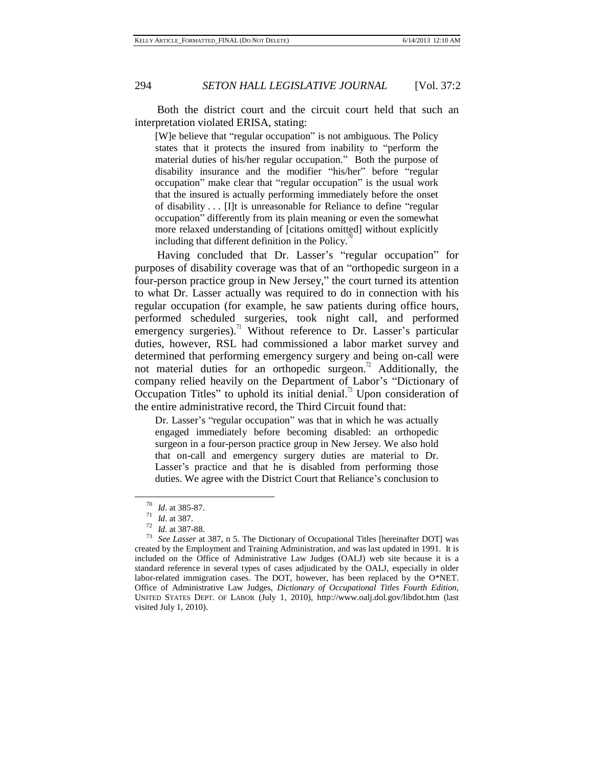Both the district court and the circuit court held that such an interpretation violated ERISA, stating:

> [W]e believe that "regular occupation" is not ambiguous. The Policy states that it protects the insured from inability to "perform the material duties of his/her regular occupation." Both the purpose of disability insurance and the modifier "his/her" before "regular occupation" make clear that "regular occupation" is the usual work that the insured is actually performing immediately before the onset of disability . . . [I]t is unreasonable for Reliance to define "regular occupation" differently from its plain meaning or even the somewhat more relaxed understanding of [citations omitted] without explicitly including that different definition in the Policy.[70]

Having concluded that Dr. Lasser's "regular occupation" for purposes of disability coverage was that of an "orthopedic surgeon in a four-person practice group in New Jersey," the court turned its attention to what Dr. Lasser actually was required to do in connection with his regular occupation (for example, he saw patients during office hours, performed scheduled surgeries, took night call, and performed emergency surgeries).[71] Without reference to Dr. Lasser's particular duties, however, RSL had commissioned a labor market survey and determined that performing emergency surgery and being on-call were not material duties for an orthopedic surgeon.[72] Additionally, the company relied heavily on the Department of Labor's "Dictionary of Occupation Titles" to uphold its initial denial.[73] Upon consideration of the entire administrative record, the Third Circuit found that:

> Dr. Lasser's "regular occupation" was that in which he was actually engaged immediately before becoming disabled: an orthopedic surgeon in a four-person practice group in New Jersey. We also hold that on-call and emergency surgery duties are material to Dr. Lasser's practice and that he is disabled from performing those duties. We agree with the District Court that Reliance's conclusion to

---

[70] *Id*. at 385-87.

[71] *Id*. at 387.

[72] *Id*. at 387-88.

[73] *See Lasser* at 387, n 5. The Dictionary of Occupational Titles [hereinafter DOT] was created by the Employment and Training Administration, and was last updated in 1991. It is included on the Office of Administrative Law Judges (OALJ) web site because it is a standard reference in several types of cases adjudicated by the OALJ, especially in older labor-related immigration cases. The DOT, however, has been replaced by the O*NET. Office of Administrative Law Judges, *Dictionary of Occupational Titles Fourth Edition,* UNITED STATES DEPT. OF LABOR (July 1, 2010), http://www.oalj.dol.gov/libdot.htm (last visited July 1, 2010).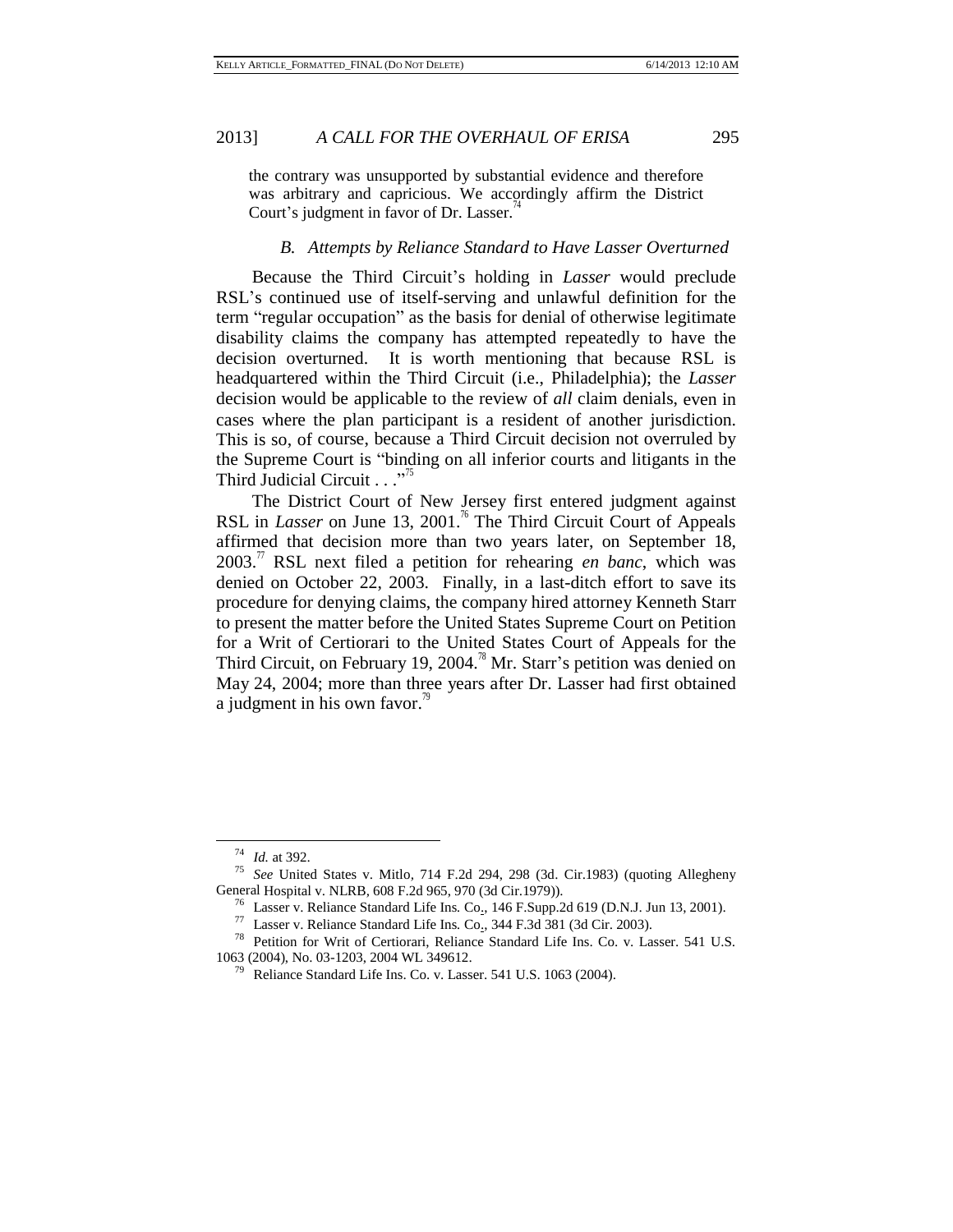the contrary was unsupported by substantial evidence and therefore was arbitrary and capricious. We accordingly affirm the District Court's judgment in favor of Dr. Lasser.[74]

### *B. Attempts by Reliance Standard to Have Lasser Overturned*

Because the Third Circuit's holding in *Lasser* would preclude RSL's continued use of itself-serving and unlawful definition for the term "regular occupation" as the basis for denial of otherwise legitimate disability claims the company has attempted repeatedly to have the decision overturned. It is worth mentioning that because RSL is headquartered within the Third Circuit (i.e., Philadelphia); the *Lasser* decision would be applicable to the review of *all* claim denials, even in cases where the plan participant is a resident of another jurisdiction. This is so, of course, because a Third Circuit decision not overruled by the Supreme Court is "binding on all inferior courts and litigants in the Third Judicial Circuit . . . ."[75]

The District Court of New Jersey first entered judgment against RSL in *Lasser* on June 13, 2001.[76] The Third Circuit Court of Appeals affirmed that decision more than two years later, on September 18, 2003.[77] RSL next filed a petition for rehearing *en banc*, which was denied on October 22, 2003. Finally, in a last-ditch effort to save its procedure for denying claims, the company hired attorney Kenneth Starr to present the matter before the United States Supreme Court on Petition for a Writ of Certiorari to the United States Court of Appeals for the Third Circuit, on February 19, 2004.[78] Mr. Starr's petition was denied on May 24, 2004; more than three years after Dr. Lasser had first obtained a judgment in his own favor.[79]

---

[74] *Id.* at 392.

[75] *See* United States v. Mitlo, 714 F.2d 294, 298 (3d. Cir.1983) (quoting Allegheny General Hospital v. NLRB, 608 F.2d 965, 970 (3d Cir.1979)).

[76] Lasser v. Reliance Standard Life Ins. Co., 146 F.Supp.2d 619 (D.N.J. Jun 13, 2001).

[77] Lasser v. Reliance Standard Life Ins. Co., 344 F.3d 381 (3d Cir. 2003).

[78] Petition for Writ of Certiorari, Reliance Standard Life Ins. Co. v. Lasser. 541 U.S. 1063 (2004), No. 03-1203, 2004 WL 349612.

[79] Reliance Standard Life Ins. Co. v. Lasser. 541 U.S. 1063 (2004).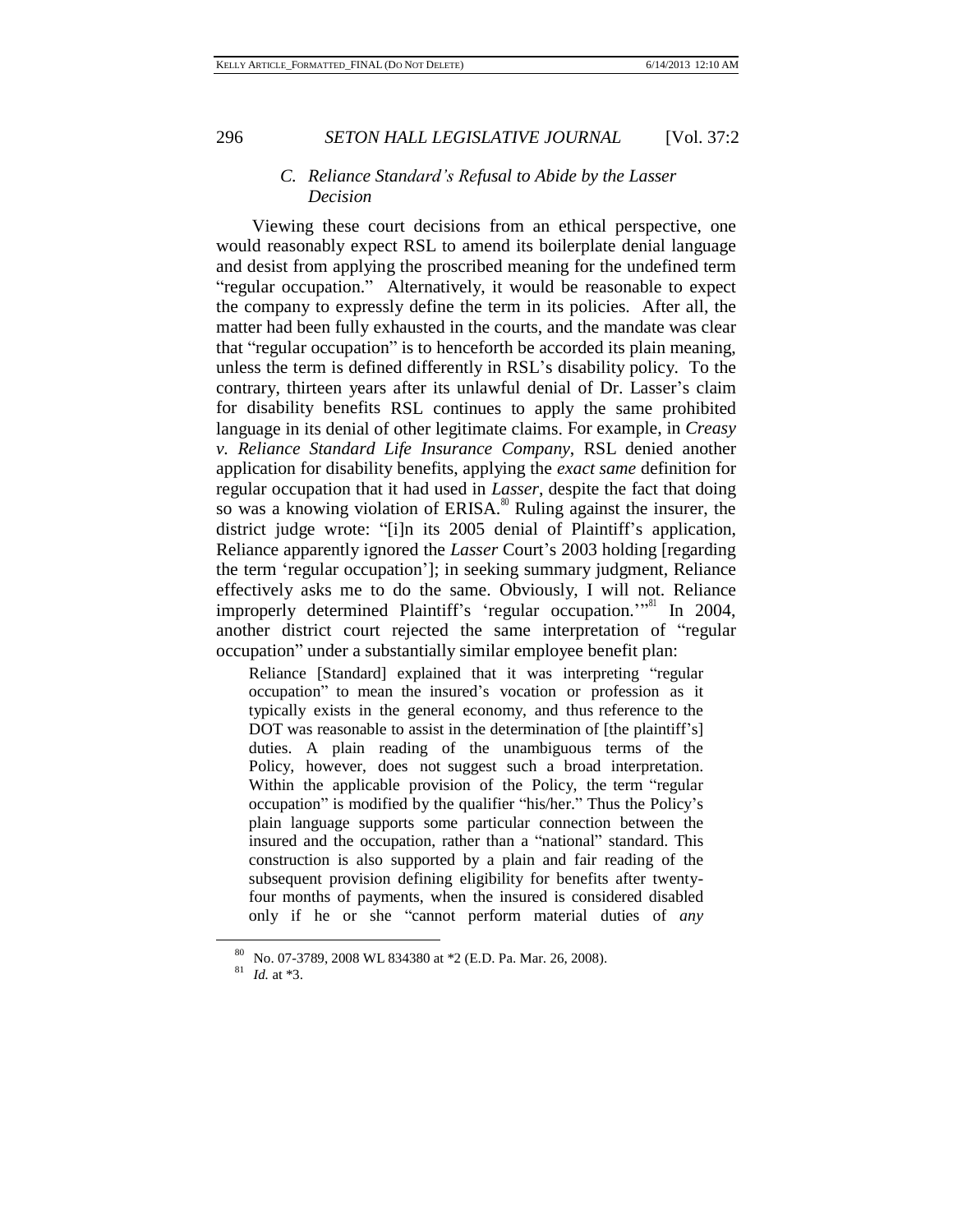### C. *Reliance Standard's Refusal to Abide by the Lasser Decision*

Viewing these court decisions from an ethical perspective, one would reasonably expect RSL to amend its boilerplate denial language and desist from applying the proscribed meaning for the undefined term "regular occupation." Alternatively, it would be reasonable to expect the company to expressly define the term in its policies. After all, the matter had been fully exhausted in the courts, and the mandate was clear that "regular occupation" is to henceforth be accorded its plain meaning, unless the term is defined differently in RSL's disability policy. To the contrary, thirteen years after its unlawful denial of Dr. Lasser's claim for disability benefits RSL continues to apply the same prohibited language in its denial of other legitimate claims. For example, in *Creasy v. Reliance Standard Life Insurance Company*, RSL denied another application for disability benefits, applying the *exact same* definition for regular occupation that it had used in *Lasser*, despite the fact that doing so was a knowing violation of ERISA.[80] Ruling against the insurer, the district judge wrote: "[i]n its 2005 denial of Plaintiff's application, Reliance apparently ignored the *Lasser* Court's 2003 holding [regarding the term 'regular occupation']; in seeking summary judgment, Reliance effectively asks me to do the same. Obviously, I will not. Reliance improperly determined Plaintiff's 'regular occupation.'"[81] In 2004, another district court rejected the same interpretation of "regular occupation" under a substantially similar employee benefit plan:

> Reliance [Standard] explained that it was interpreting "regular occupation" to mean the insured's vocation or profession as it typically exists in the general economy, and thus reference to the DOT was reasonable to assist in the determination of [the plaintiff's] duties. A plain reading of the unambiguous terms of the Policy, however, does not suggest such a broad interpretation. Within the applicable provision of the Policy, the term "regular occupation" is modified by the qualifier "his/her." Thus the Policy's plain language supports some particular connection between the insured and the occupation, rather than a "national" standard. This construction is also supported by a plain and fair reading of the subsequent provision defining eligibility for benefits after twenty-four months of payments, when the insured is considered disabled only if he or she "cannot perform material duties of *any*

---

[80] No. 07-3789, 2008 WL 834380 at *2 (E.D. Pa. Mar. 26, 2008).

[81] *Id.* at *3.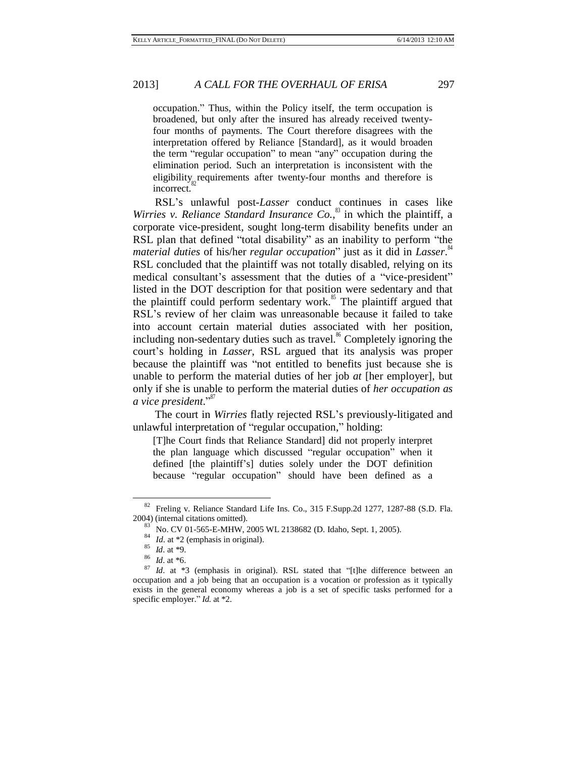occupation." Thus, within the Policy itself, the term occupation is broadened, but only after the insured has already received twenty-four months of payments. The Court therefore disagrees with the interpretation offered by Reliance [Standard], as it would broaden the term "regular occupation" to mean "any" occupation during the elimination period. Such an interpretation is inconsistent with the eligibility requirements after twenty-four months and therefore is incorrect.[82]

RSL's unlawful post-*Lasser* conduct continues in cases like *Wirries v. Reliance Standard Insurance Co.*,[83] in which the plaintiff, a corporate vice-president, sought long-term disability benefits under an RSL plan that defined "total disability" as an inability to perform "the *material duties* of his/her *regular occupation*" just as it did in *Lasser*.[84] RSL concluded that the plaintiff was not totally disabled, relying on its medical consultant's assessment that the duties of a "vice-president" listed in the DOT description for that position were sedentary and that the plaintiff could perform sedentary work.[85] The plaintiff argued that RSL's review of her claim was unreasonable because it failed to take into account certain material duties associated with her position, including non-sedentary duties such as travel.[86] Completely ignoring the court's holding in *Lasser*, RSL argued that its analysis was proper because the plaintiff was "not entitled to benefits just because she is unable to perform the material duties of her job *at* [her employer], but only if she is unable to perform the material duties of *her occupation as a vice president*."[87]

The court in *Wirries* flatly rejected RSL's previously-litigated and unlawful interpretation of "regular occupation," holding:

[T]he Court finds that Reliance Standard] did not properly interpret the plan language which discussed "regular occupation" when it defined [the plaintiff's] duties solely under the DOT definition because "regular occupation" should have been defined as a

---

[82] Freling v. Reliance Standard Life Ins. Co., 315 F.Supp.2d 1277, 1287-88 (S.D. Fla. 2004) (internal citations omitted).

[83] No. CV 01-565-E-MHW, 2005 WL 2138682 (D. Idaho, Sept. 1, 2005).

[84] *Id*. at \*2 (emphasis in original).

[85] *Id*. at \*9.

[86] *Id*. at \*6.

[87] *Id*. at \*3 (emphasis in original). RSL stated that "[t]he difference between an occupation and a job being that an occupation is a vocation or profession as it typically exists in the general economy whereas a job is a set of specific tasks performed for a specific employer." *Id.* at \*2.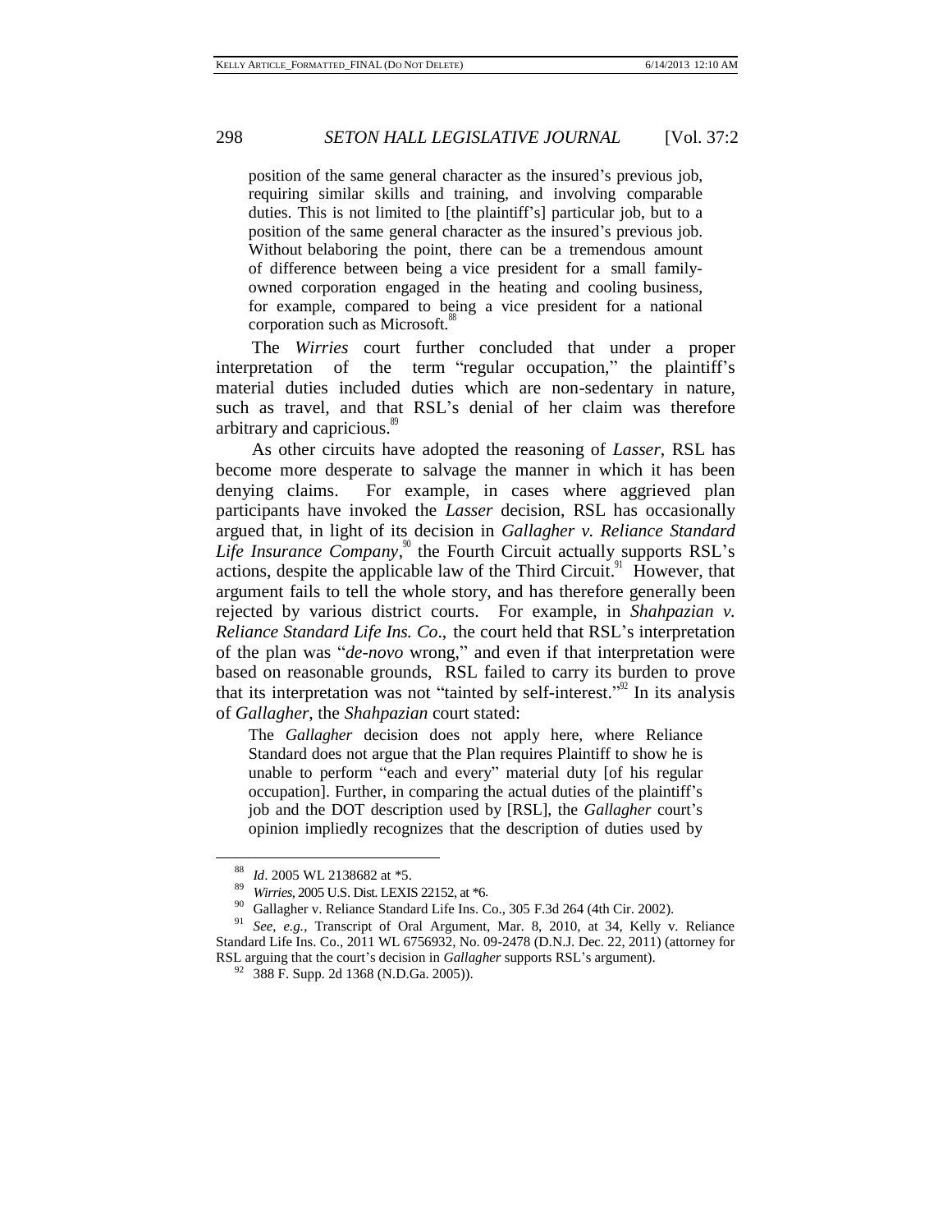position of the same general character as the insured's previous job, requiring similar skills and training, and involving comparable duties. This is not limited to [the plaintiff's] particular job, but to a position of the same general character as the insured's previous job. Without belaboring the point, there can be a tremendous amount of difference between being a vice president for a small family-owned corporation engaged in the heating and cooling business, for example, compared to being a vice president for a national corporation such as Microsoft.[88]

The *Wirries* court further concluded that under a proper interpretation of the term "regular occupation," the plaintiff's material duties included duties which are non-sedentary in nature, such as travel, and that RSL's denial of her claim was therefore arbitrary and capricious.[89]

As other circuits have adopted the reasoning of *Lasser*, RSL has become more desperate to salvage the manner in which it has been denying claims. For example, in cases where aggrieved plan participants have invoked the *Lasser* decision, RSL has occasionally argued that, in light of its decision in *Gallagher v. Reliance Standard Life Insurance Company*,[90] the Fourth Circuit actually supports RSL's actions, despite the applicable law of the Third Circuit.[91] However, that argument fails to tell the whole story, and has therefore generally been rejected by various district courts. For example, in *Shahpazian v. Reliance Standard Life Ins. Co*., the court held that RSL's interpretation of the plan was "*de-novo* wrong," and even if that interpretation were based on reasonable grounds, RSL failed to carry its burden to prove that its interpretation was not "tainted by self-interest."[92] In its analysis of *Gallagher*, the *Shahpazian* court stated:

> The *Gallagher* decision does not apply here, where Reliance Standard does not argue that the Plan requires Plaintiff to show he is unable to perform "each and every" material duty [of his regular occupation]. Further, in comparing the actual duties of the plaintiff's job and the DOT description used by [RSL], the *Gallagher* court's opinion impliedly recognizes that the description of duties used by

---

[88] *Id*. 2005 WL 2138682 at *5.

[89] *Wirries*, 2005 U.S. Dist. LEXIS 22152, at *6.

[90] Gallagher v. Reliance Standard Life Ins. Co., 305 F.3d 264 (4th Cir. 2002).

[91] *See, e.g.*, Transcript of Oral Argument, Mar. 8, 2010, at 34, Kelly v. Reliance Standard Life Ins. Co., 2011 WL 6756932, No. 09-2478 (D.N.J. Dec. 22, 2011) (attorney for RSL arguing that the court's decision in *Gallagher* supports RSL's argument).

[92] 388 F. Supp. 2d 1368 (N.D.Ga. 2005)).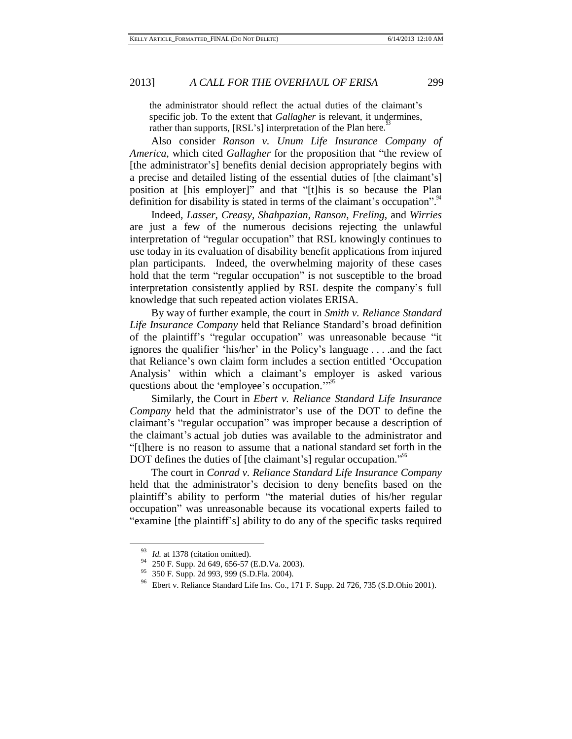the administrator should reflect the actual duties of the claimant's specific job. To the extent that *Gallagher* is relevant, it undermines, rather than supports, [RSL's] interpretation of the Plan here.[93]

Also consider *Ranson v. Unum Life Insurance Company of America*, which cited *Gallagher* for the proposition that "the review of [the administrator's] benefits denial decision appropriately begins with a precise and detailed listing of the essential duties of [the claimant's] position at [his employer]" and that "[t]his is so because the Plan definition for disability is stated in terms of the claimant's occupation".[94]

Indeed, *Lasser*, *Creasy*, *Shahpazian*, *Ranson*, *Freling*, and *Wirries* are just a few of the numerous decisions rejecting the unlawful interpretation of "regular occupation" that RSL knowingly continues to use today in its evaluation of disability benefit applications from injured plan participants. Indeed, the overwhelming majority of these cases hold that the term "regular occupation" is not susceptible to the broad interpretation consistently applied by RSL despite the company's full knowledge that such repeated action violates ERISA.

By way of further example, the court in *Smith v. Reliance Standard Life Insurance Company* held that Reliance Standard's broad definition of the plaintiff's "regular occupation" was unreasonable because "it ignores the qualifier 'his/her' in the Policy's language . . . .and the fact that Reliance's own claim form includes a section entitled 'Occupation Analysis' within which a claimant's employer is asked various questions about the 'employee's occupation.'"[95]

Similarly, the Court in *Ebert v. Reliance Standard Life Insurance Company* held that the administrator's use of the DOT to define the claimant's "regular occupation" was improper because a description of the claimant's actual job duties was available to the administrator and "[t]here is no reason to assume that a national standard set forth in the DOT defines the duties of [the claimant's] regular occupation."[96]

The court in *Conrad v. Reliance Standard Life Insurance Company* held that the administrator's decision to deny benefits based on the plaintiff's ability to perform "the material duties of his/her regular occupation" was unreasonable because its vocational experts failed to "examine [the plaintiff's] ability to do any of the specific tasks required

---

[93] *Id.* at 1378 (citation omitted).

[94] 250 F. Supp. 2d 649, 656-57 (E.D.Va. 2003).

[95] 350 F. Supp. 2d 993, 999 (S.D.Fla. 2004).

[96] Ebert v. Reliance Standard Life Ins. Co., 171 F. Supp. 2d 726, 735 (S.D.Ohio 2001).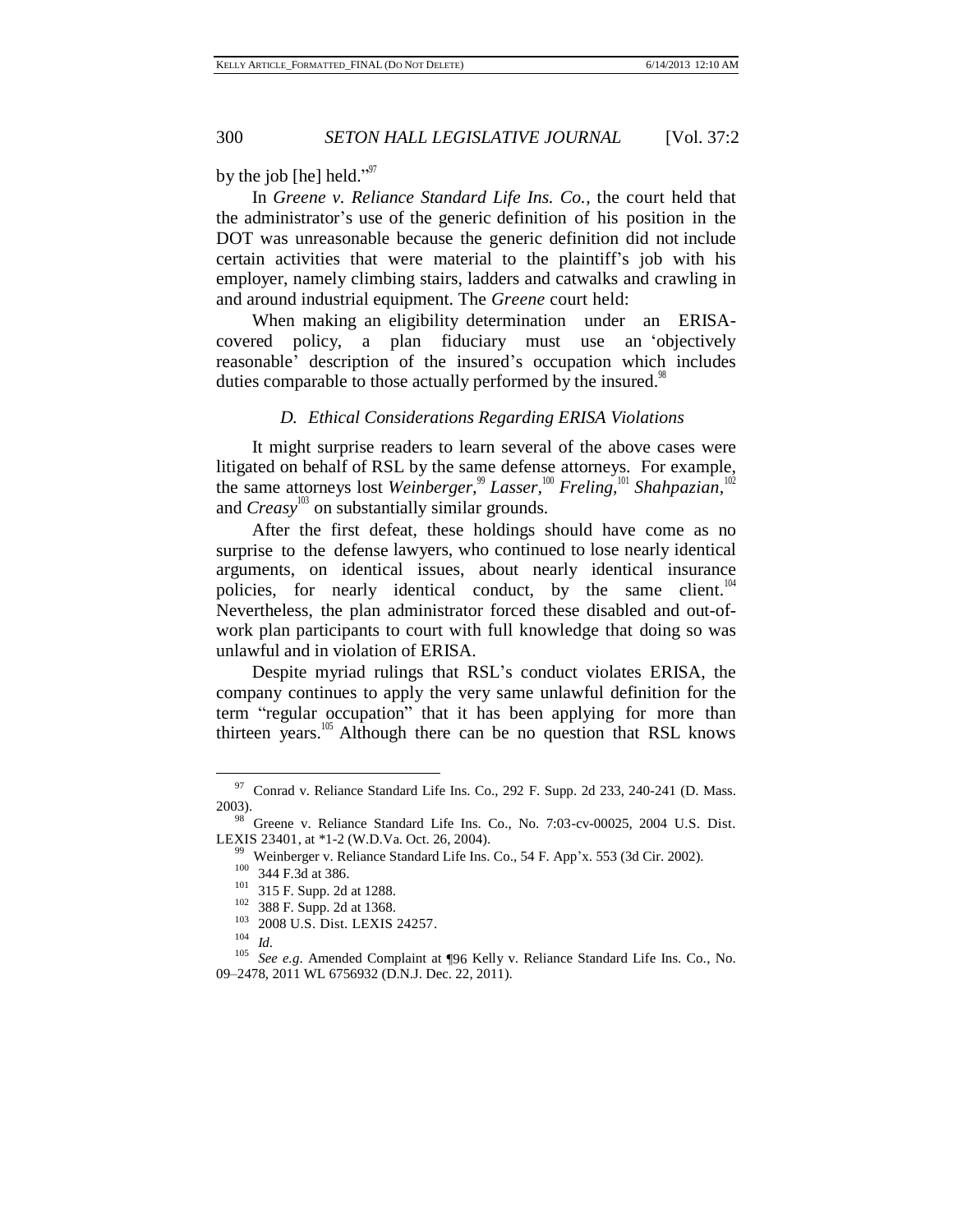by the job [he] held."[97]

In *Greene v. Reliance Standard Life Ins. Co.*, the court held that the administrator's use of the generic definition of his position in the DOT was unreasonable because the generic definition did not include certain activities that were material to the plaintiff's job with his employer, namely climbing stairs, ladders and catwalks and crawling in and around industrial equipment. The *Greene* court held:

When making an eligibility determination under an ERISA-covered policy, a plan fiduciary must use an 'objectively reasonable' description of the insured's occupation which includes duties comparable to those actually performed by the insured.[98]

### *D. Ethical Considerations Regarding ERISA Violations*

It might surprise readers to learn several of the above cases were litigated on behalf of RSL by the same defense attorneys. For example, the same attorneys lost *Weinberger*,[99] *Lasser*,[100] *Freling*,[101] *Shahpazian*,[102] and *Creasy*[103] on substantially similar grounds.

After the first defeat, these holdings should have come as no surprise to the defense lawyers, who continued to lose nearly identical arguments, on identical issues, about nearly identical insurance policies, for nearly identical conduct, by the same client.[104] Nevertheless, the plan administrator forced these disabled and out-of-work plan participants to court with full knowledge that doing so was unlawful and in violation of ERISA.

Despite myriad rulings that RSL's conduct violates ERISA, the company continues to apply the very same unlawful definition for the term "regular occupation" that it has been applying for more than thirteen years.[105] Although there can be no question that RSL knows

---

[97] Conrad v. Reliance Standard Life Ins. Co., 292 F. Supp. 2d 233, 240-241 (D. Mass. 2003).

[98] Greene v. Reliance Standard Life Ins. Co., No. 7:03-cv-00025, 2004 U.S. Dist. LEXIS 23401, at *1-2 (W.D.Va. Oct. 26, 2004).

[99] Weinberger v. Reliance Standard Life Ins. Co., 54 F. App'x. 553 (3d Cir. 2002).

[100] 344 F.3d at 386.

[101] 315 F. Supp. 2d at 1288.

[102] 388 F. Supp. 2d at 1368.

[103] 2008 U.S. Dist. LEXIS 24257.

[104] *Id*.

[105] *See e.g*. Amended Complaint at ¶96 Kelly v. Reliance Standard Life Ins. Co., No. 09–2478, 2011 WL 6756932 (D.N.J. Dec. 22, 2011).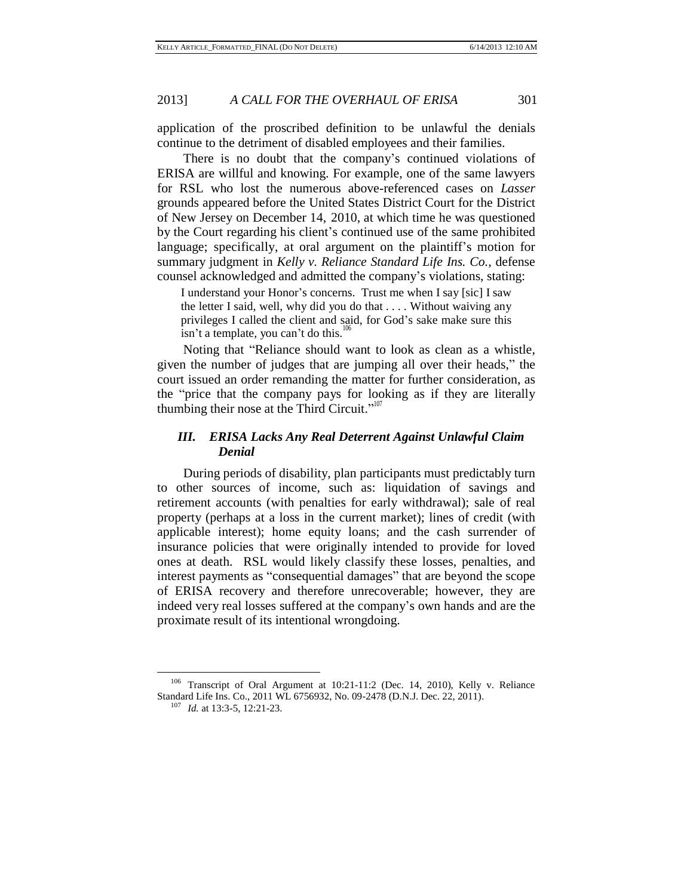application of the proscribed definition to be unlawful the denials continue to the detriment of disabled employees and their families.

There is no doubt that the company's continued violations of ERISA are willful and knowing. For example, one of the same lawyers for RSL who lost the numerous above-referenced cases on *Lasser* grounds appeared before the United States District Court for the District of New Jersey on December 14, 2010, at which time he was questioned by the Court regarding his client's continued use of the same prohibited language; specifically, at oral argument on the plaintiff's motion for summary judgment in *Kelly v. Reliance Standard Life Ins. Co.*, defense counsel acknowledged and admitted the company's violations, stating:

> I understand your Honor's concerns. Trust me when I say [sic] I saw the letter I said, well, why did you do that . . . . Without waiving any privileges I called the client and said, for God's sake make sure this isn't a template, you can't do this.[106]

Noting that "Reliance should want to look as clean as a whistle, given the number of judges that are jumping all over their heads," the court issued an order remanding the matter for further consideration, as the "price that the company pays for looking as if they are literally thumbing their nose at the Third Circuit."[107]

### *III. ERISA Lacks Any Real Deterrent Against Unlawful Claim Denial*

During periods of disability, plan participants must predictably turn to other sources of income, such as: liquidation of savings and retirement accounts (with penalties for early withdrawal); sale of real property (perhaps at a loss in the current market); lines of credit (with applicable interest); home equity loans; and the cash surrender of insurance policies that were originally intended to provide for loved ones at death. RSL would likely classify these losses, penalties, and interest payments as "consequential damages" that are beyond the scope of ERISA recovery and therefore unrecoverable; however, they are indeed very real losses suffered at the company's own hands and are the proximate result of its intentional wrongdoing.

---

[106] Transcript of Oral Argument at 10:21-11:2 (Dec. 14, 2010), Kelly v. Reliance Standard Life Ins. Co., 2011 WL 6756932, No. 09-2478 (D.N.J. Dec. 22, 2011).

[107] *Id.* at 13:3-5, 12:21-23.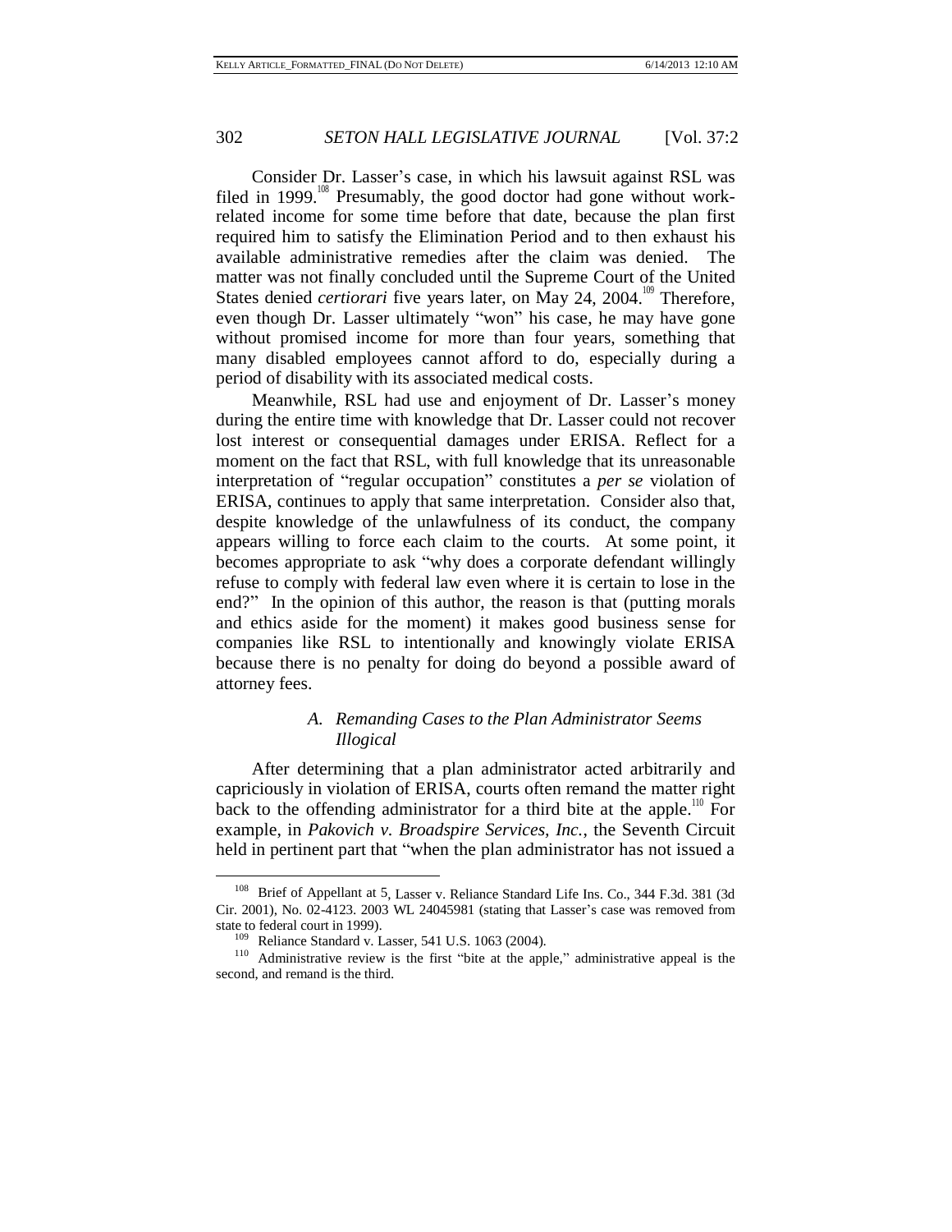Consider Dr. Lasser's case, in which his lawsuit against RSL was filed in 1999.[108] Presumably, the good doctor had gone without work-related income for some time before that date, because the plan first required him to satisfy the Elimination Period and to then exhaust his available administrative remedies after the claim was denied. The matter was not finally concluded until the Supreme Court of the United States denied *certiorari* five years later, on May 24, 2004.[109] Therefore, even though Dr. Lasser ultimately "won" his case, he may have gone without promised income for more than four years, something that many disabled employees cannot afford to do, especially during a period of disability with its associated medical costs.

Meanwhile, RSL had use and enjoyment of Dr. Lasser's money during the entire time with knowledge that Dr. Lasser could not recover lost interest or consequential damages under ERISA. Reflect for a moment on the fact that RSL, with full knowledge that its unreasonable interpretation of "regular occupation" constitutes a *per se* violation of ERISA, continues to apply that same interpretation. Consider also that, despite knowledge of the unlawfulness of its conduct, the company appears willing to force each claim to the courts. At some point, it becomes appropriate to ask "why does a corporate defendant willingly refuse to comply with federal law even where it is certain to lose in the end?" In the opinion of this author, the reason is that (putting morals and ethics aside for the moment) it makes good business sense for companies like RSL to intentionally and knowingly violate ERISA because there is no penalty for doing do beyond a possible award of attorney fees.

### *A. Remanding Cases to the Plan Administrator Seems Illogical*

After determining that a plan administrator acted arbitrarily and capriciously in violation of ERISA, courts often remand the matter right back to the offending administrator for a third bite at the apple.[110] For example, in *Pakovich v. Broadspire Services, Inc.*, the Seventh Circuit held in pertinent part that "when the plan administrator has not issued a

---

[108] Brief of Appellant at 5, Lasser v. Reliance Standard Life Ins. Co., 344 F.3d. 381 (3d Cir. 2001), No. 02-4123. 2003 WL 24045981 (stating that Lasser's case was removed from state to federal court in 1999).

[109] Reliance Standard v. Lasser, 541 U.S. 1063 (2004).

[110] Administrative review is the first "bite at the apple," administrative appeal is the second, and remand is the third.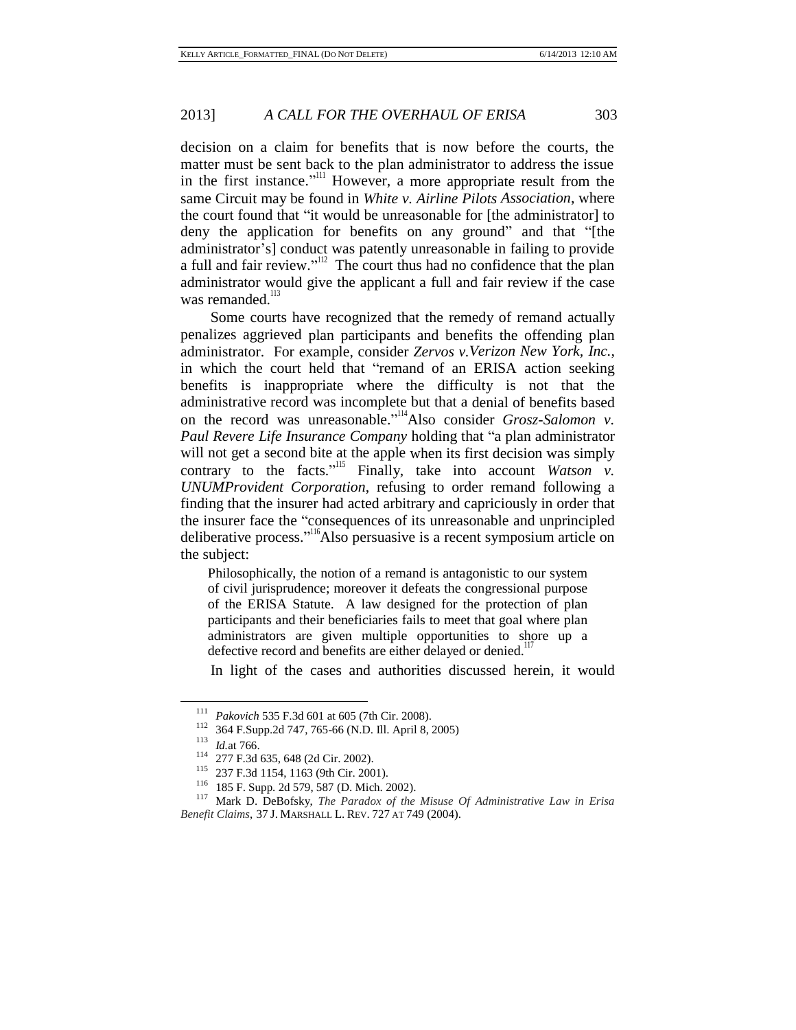decision on a claim for benefits that is now before the courts, the matter must be sent back to the plan administrator to address the issue in the first instance."[111] However, a more appropriate result from the same Circuit may be found in *White v. Airline Pilots Association*, where the court found that "it would be unreasonable for [the administrator] to deny the application for benefits on any ground" and that "[the administrator's] conduct was patently unreasonable in failing to provide a full and fair review."[112] The court thus had no confidence that the plan administrator would give the applicant a full and fair review if the case was remanded.[113]

Some courts have recognized that the remedy of remand actually penalizes aggrieved plan participants and benefits the offending plan administrator. For example, consider *Zervos v.Verizon New York, Inc.*, in which the court held that "remand of an ERISA action seeking benefits is inappropriate where the difficulty is not that the administrative record was incomplete but that a denial of benefits based on the record was unreasonable."[114]Also consider *Grosz-Salomon v. Paul Revere Life Insurance Company* holding that "a plan administrator will not get a second bite at the apple when its first decision was simply contrary to the facts."[115] Finally, take into account *Watson v. UNUMProvident Corporation*, refusing to order remand following a finding that the insurer had acted arbitrary and capriciously in order that the insurer face the "consequences of its unreasonable and unprincipled deliberative process."[116]Also persuasive is a recent symposium article on the subject:

> Philosophically, the notion of a remand is antagonistic to our system of civil jurisprudence; moreover it defeats the congressional purpose of the ERISA Statute. A law designed for the protection of plan participants and their beneficiaries fails to meet that goal where plan administrators are given multiple opportunities to shore up a defective record and benefits are either delayed or denied.[117]

In light of the cases and authorities discussed herein, it would

---

[111] *Pakovich* 535 F.3d 601 at 605 (7th Cir. 2008).

[112] 364 F.Supp.2d 747, 765-66 (N.D. Ill. April 8, 2005)

[113] *Id.*at 766.

[114] 277 F.3d 635, 648 (2d Cir. 2002).

[115] 237 F.3d 1154, 1163 (9th Cir. 2001).

[116] 185 F. Supp. 2d 579, 587 (D. Mich. 2002).

[117] Mark D. DeBofsky, *The Paradox of the Misuse Of Administrative Law in Erisa Benefit Claims*, 37 J. MARSHALL L. REV. 727 AT 749 (2004).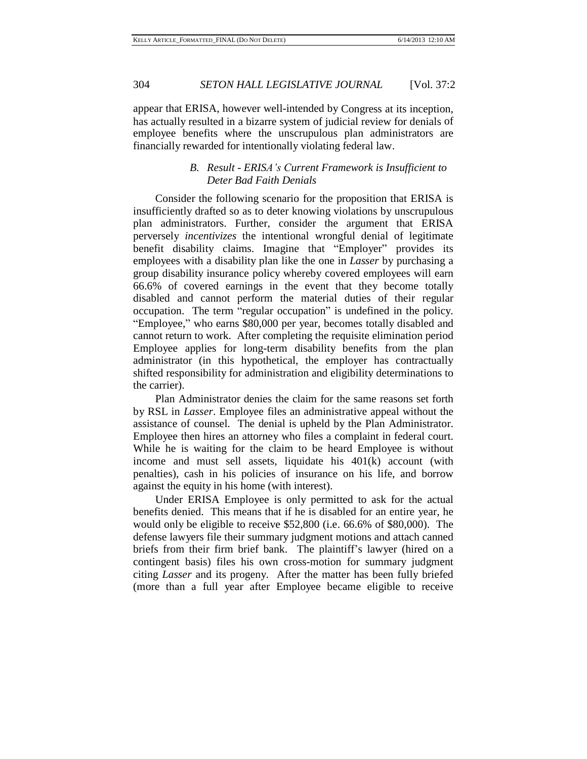appear that ERISA, however well-intended by Congress at its inception, has actually resulted in a bizarre system of judicial review for denials of employee benefits where the unscrupulous plan administrators are financially rewarded for intentionally violating federal law.

### *B. Result - ERISA's Current Framework is Insufficient to Deter Bad Faith Denials*

Consider the following scenario for the proposition that ERISA is insufficiently drafted so as to deter knowing violations by unscrupulous plan administrators. Further, consider the argument that ERISA perversely *incentivizes* the intentional wrongful denial of legitimate benefit disability claims. Imagine that "Employer" provides its employees with a disability plan like the one in *Lasser* by purchasing a group disability insurance policy whereby covered employees will earn 66.6% of covered earnings in the event that they become totally disabled and cannot perform the material duties of their regular occupation. The term "regular occupation" is undefined in the policy. "Employee," who earns $80,000 per year, becomes totally disabled and cannot return to work. After completing the requisite elimination period Employee applies for long-term disability benefits from the plan administrator (in this hypothetical, the employer has contractually shifted responsibility for administration and eligibility determinations to the carrier).

Plan Administrator denies the claim for the same reasons set forth by RSL in *Lasser*. Employee files an administrative appeal without the assistance of counsel. The denial is upheld by the Plan Administrator. Employee then hires an attorney who files a complaint in federal court. While he is waiting for the claim to be heard Employee is without income and must sell assets, liquidate his 401(k) account (with penalties), cash in his policies of insurance on his life, and borrow against the equity in his home (with interest).

Under ERISA Employee is only permitted to ask for the actual benefits denied. This means that if he is disabled for an entire year, he would only be eligible to receive $52,800 (i.e. 66.6% of $80,000). The defense lawyers file their summary judgment motions and attach canned briefs from their firm brief bank. The plaintiff's lawyer (hired on a contingent basis) files his own cross-motion for summary judgment citing *Lasser* and its progeny. After the matter has been fully briefed (more than a full year after Employee became eligible to receive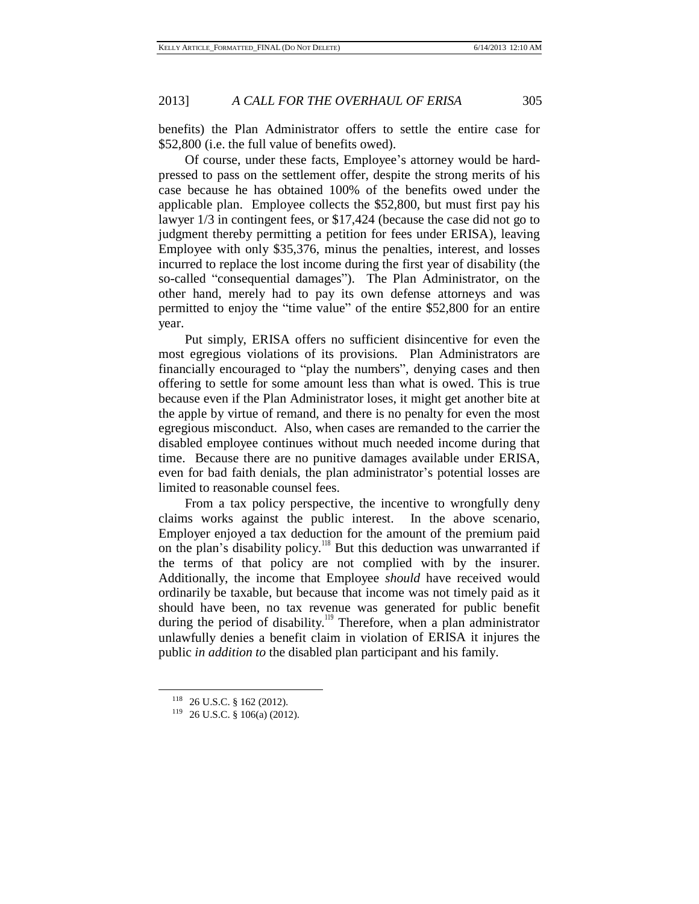benefits) the Plan Administrator offers to settle the entire case for $52,800 (i.e. the full value of benefits owed).

Of course, under these facts, Employee's attorney would be hard-pressed to pass on the settlement offer, despite the strong merits of his case because he has obtained 100% of the benefits owed under the applicable plan. Employee collects the $52,800, but must first pay his lawyer 1/3 in contingent fees, or $17,424 (because the case did not go to judgment thereby permitting a petition for fees under ERISA), leaving Employee with only $35,376, minus the penalties, interest, and losses incurred to replace the lost income during the first year of disability (the so-called "consequential damages"). The Plan Administrator, on the other hand, merely had to pay its own defense attorneys and was permitted to enjoy the "time value" of the entire $52,800 for an entire year.

Put simply, ERISA offers no sufficient disincentive for even the most egregious violations of its provisions. Plan Administrators are financially encouraged to "play the numbers", denying cases and then offering to settle for some amount less than what is owed. This is true because even if the Plan Administrator loses, it might get another bite at the apple by virtue of remand, and there is no penalty for even the most egregious misconduct. Also, when cases are remanded to the carrier the disabled employee continues without much needed income during that time. Because there are no punitive damages available under ERISA, even for bad faith denials, the plan administrator's potential losses are limited to reasonable counsel fees.

From a tax policy perspective, the incentive to wrongfully deny claims works against the public interest. In the above scenario, Employer enjoyed a tax deduction for the amount of the premium paid on the plan's disability policy.[118] But this deduction was unwarranted if the terms of that policy are not complied with by the insurer. Additionally, the income that Employee *should* have received would ordinarily be taxable, but because that income was not timely paid as it should have been, no tax revenue was generated for public benefit during the period of disability.[119] Therefore, when a plan administrator unlawfully denies a benefit claim in violation of ERISA it injures the public *in addition to* the disabled plan participant and his family.

---

[118] 26 U.S.C. § 162 (2012).

[119] 26 U.S.C. § 106(a) (2012).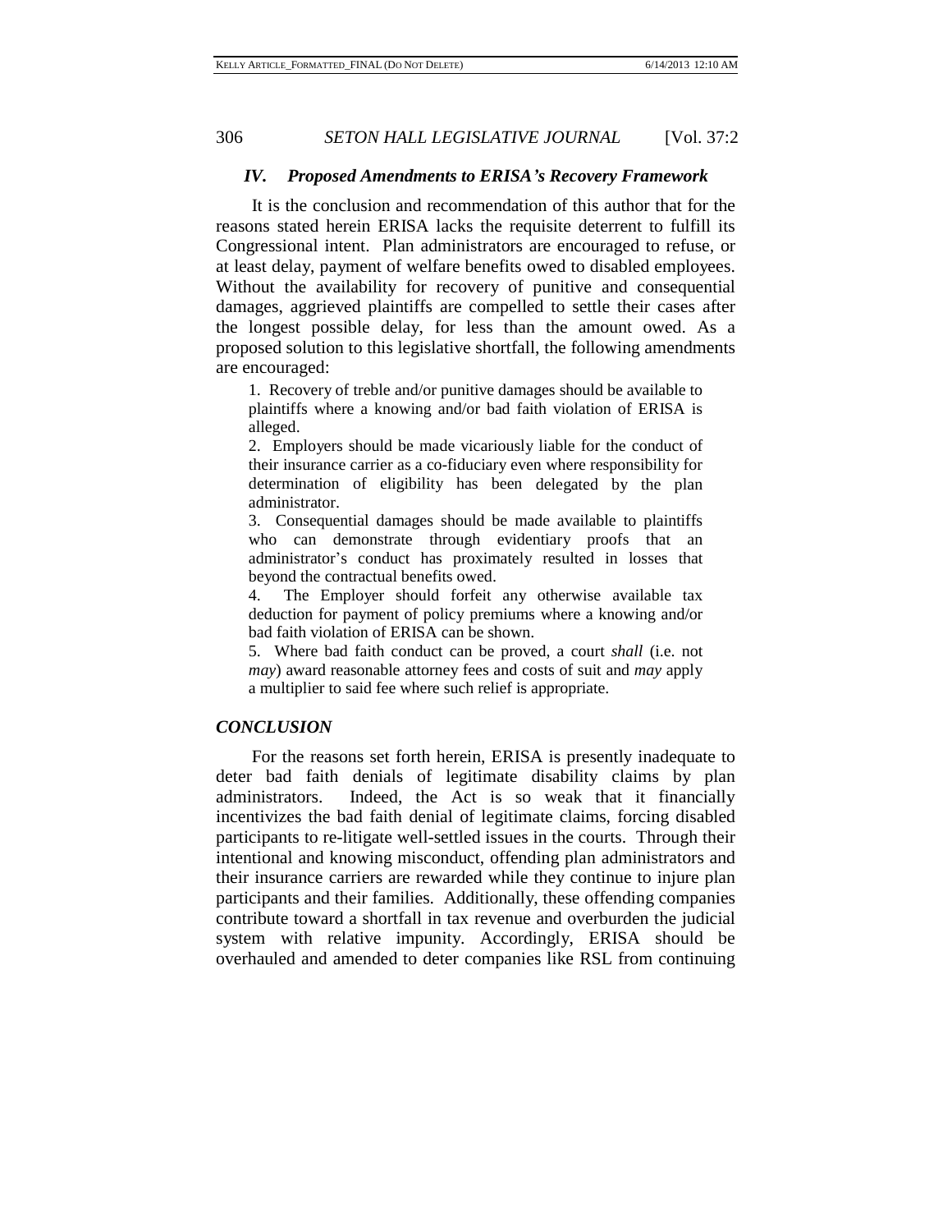### *IV. Proposed Amendments to ERISA's Recovery Framework*

It is the conclusion and recommendation of this author that for the reasons stated herein ERISA lacks the requisite deterrent to fulfill its Congressional intent. Plan administrators are encouraged to refuse, or at least delay, payment of welfare benefits owed to disabled employees. Without the availability for recovery of punitive and consequential damages, aggrieved plaintiffs are compelled to settle their cases after the longest possible delay, for less than the amount owed. As a proposed solution to this legislative shortfall, the following amendments are encouraged:

1. Recovery of treble and/or punitive damages should be available to plaintiffs where a knowing and/or bad faith violation of ERISA is alleged.
2. Employers should be made vicariously liable for the conduct of their insurance carrier as a co-fiduciary even where responsibility for determination of eligibility has been delegated by the plan administrator.
3. Consequential damages should be made available to plaintiffs who can demonstrate through evidentiary proofs that an administrator's conduct has proximately resulted in losses that beyond the contractual benefits owed.
4. The Employer should forfeit any otherwise available tax deduction for payment of policy premiums where a knowing and/or bad faith violation of ERISA can be shown.
5. Where bad faith conduct can be proved, a court *shall* (i.e. not *may*) award reasonable attorney fees and costs of suit and *may* apply a multiplier to said fee where such relief is appropriate.

### *CONCLUSION*

For the reasons set forth herein, ERISA is presently inadequate to deter bad faith denials of legitimate disability claims by plan administrators. Indeed, the Act is so weak that it financially incentivizes the bad faith denial of legitimate claims, forcing disabled participants to re-litigate well-settled issues in the courts. Through their intentional and knowing misconduct, offending plan administrators and their insurance carriers are rewarded while they continue to injure plan participants and their families. Additionally, these offending companies contribute toward a shortfall in tax revenue and overburden the judicial system with relative impunity. Accordingly, ERISA should be overhauled and amended to deter companies like RSL from continuing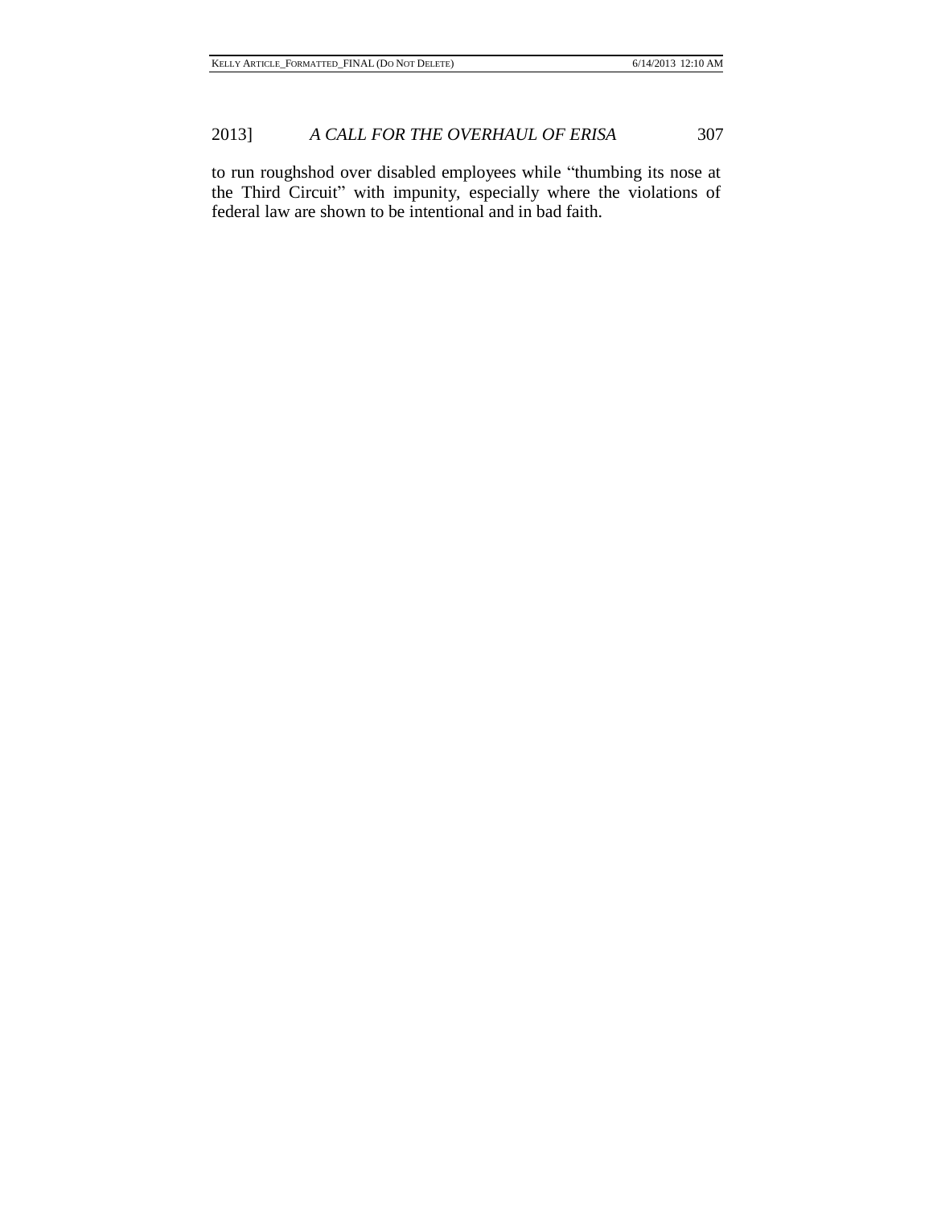to run roughshod over disabled employees while "thumbing its nose at the Third Circuit" with impunity, especially where the violations of federal law are shown to be intentional and in bad faith.